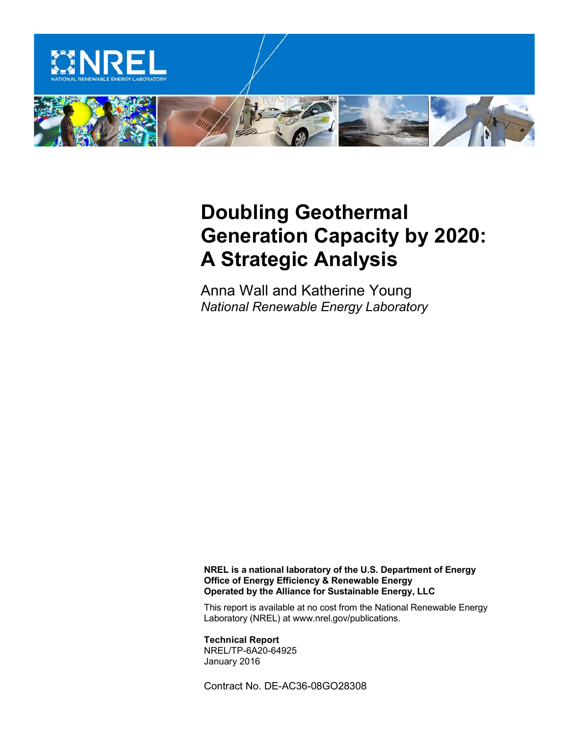# Doubling Geothermal Generation Capacity by 2020: A Strategic Analysis

Anna Wall and Katherine Young
*National Renewable Energy Laboratory*

**NREL is a national laboratory of the U.S. Department of Energy**
**Office of Energy Efficiency & Renewable Energy**
**Operated by the Alliance for Sustainable Energy, LLC**

This report is available at no cost from the National Renewable Energy Laboratory (NREL) at www.nrel.gov/publications.

**Technical Report**
NREL/TP-6A20-64925
January 2016

Contract No. DE-AC36-08GO28308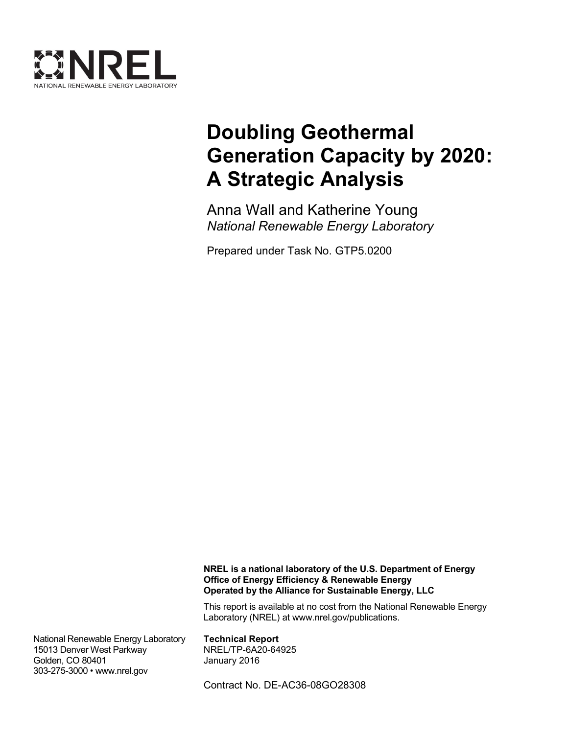NREL

NATIONAL RENEWABLE ENERGY LABORATORY

# Doubling Geothermal Generation Capacity by 2020: A Strategic Analysis

Anna Wall and Katherine Young
*National Renewable Energy Laboratory*

Prepared under Task No. GTP5.0200

**NREL is a national laboratory of the U.S. Department of Energy**
**Office of Energy Efficiency & Renewable Energy**
**Operated by the Alliance for Sustainable Energy, LLC**

This report is available at no cost from the National Renewable Energy Laboratory (NREL) at www.nrel.gov/publications.

National Renewable Energy Laboratory
15013 Denver West Parkway
Golden, CO 80401
303-275-3000 • www.nrel.gov

**Technical Report**
NREL/TP-6A20-64925
January 2016

Contract No. DE-AC36-08GO28308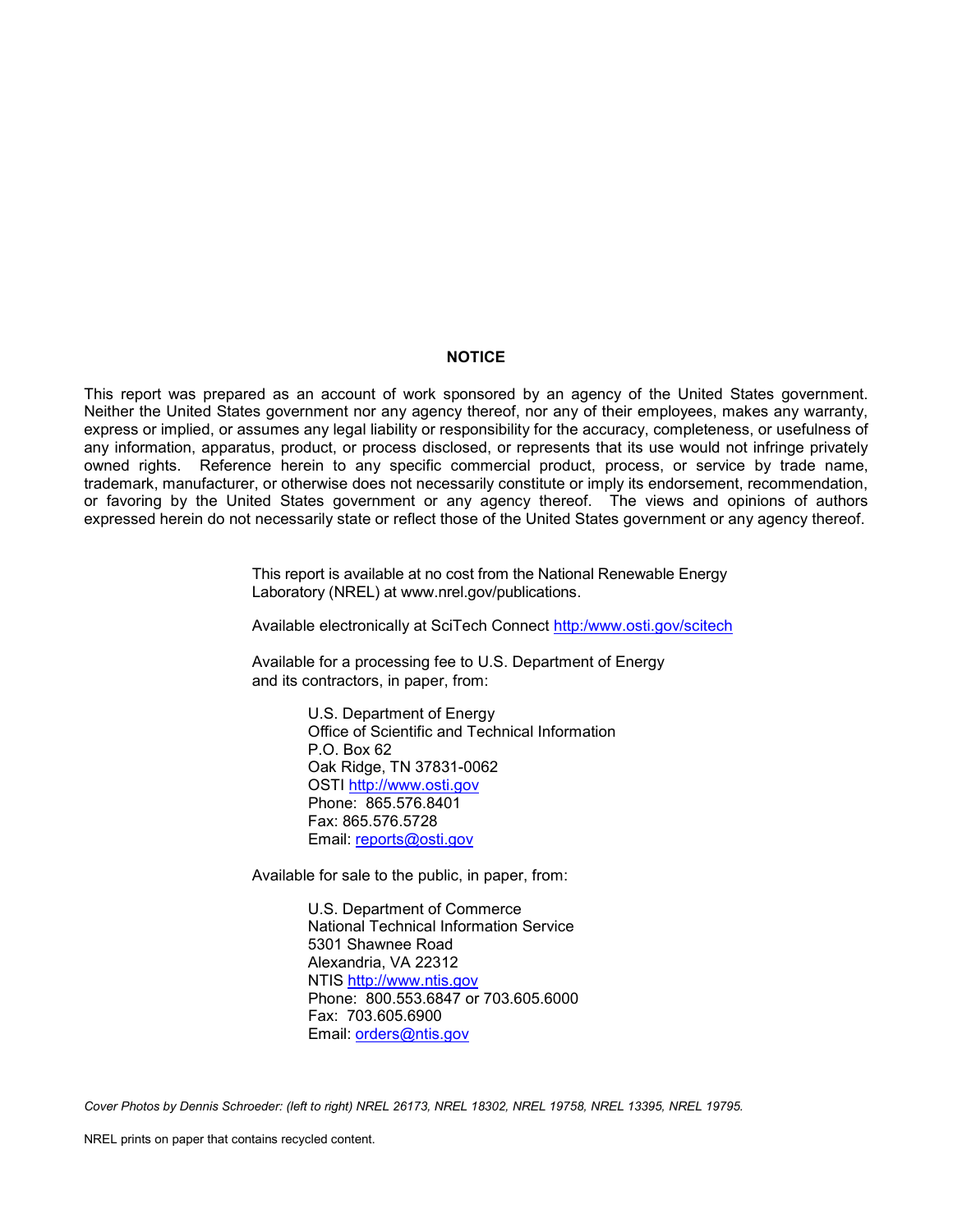## NOTICE

This report was prepared as an account of work sponsored by an agency of the United States government. Neither the United States government nor any agency thereof, nor any of their employees, makes any warranty, express or implied, or assumes any legal liability or responsibility for the accuracy, completeness, or usefulness of any information, apparatus, product, or process disclosed, or represents that its use would not infringe privately owned rights. Reference herein to any specific commercial product, process, or service by trade name, trademark, manufacturer, or otherwise does not necessarily constitute or imply its endorsement, recommendation, or favoring by the United States government or any agency thereof. The views and opinions of authors expressed herein do not necessarily state or reflect those of the United States government or any agency thereof.

This report is available at no cost from the National Renewable Energy Laboratory (NREL) at www.nrel.gov/publications.

Available electronically at SciTech Connect http:/www.osti.gov/scitech

Available for a processing fee to U.S. Department of Energy and its contractors, in paper, from:

U.S. Department of Energy
Office of Scientific and Technical Information
P.O. Box 62
Oak Ridge, TN 37831-0062
OSTI http://www.osti.gov
Phone: 865.576.8401
Fax: 865.576.5728
Email: reports@osti.gov

Available for sale to the public, in paper, from:

U.S. Department of Commerce
National Technical Information Service
5301 Shawnee Road
Alexandria, VA 22312
NTIS http://www.ntis.gov
Phone: 800.553.6847 or 703.605.6000
Fax: 703.605.6900
Email: orders@ntis.gov

*Cover Photos by Dennis Schroeder: (left to right) NREL 26173, NREL 18302, NREL 19758, NREL 13395, NREL 19795.*

NREL prints on paper that contains recycled content.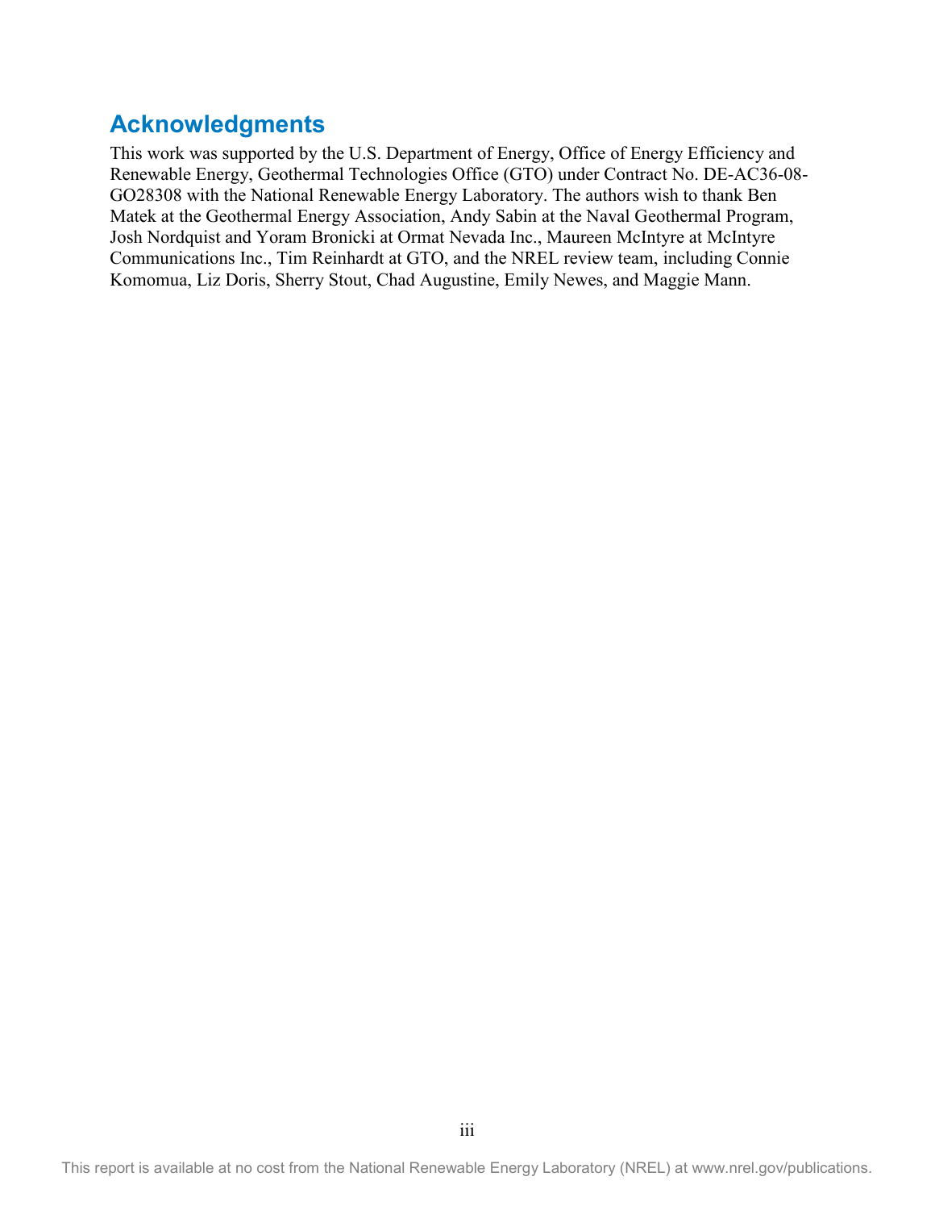## Acknowledgments

This work was supported by the U.S. Department of Energy, Office of Energy Efficiency and Renewable Energy, Geothermal Technologies Office (GTO) under Contract No. DE-AC36-08-GO28308 with the National Renewable Energy Laboratory. The authors wish to thank Ben Matek at the Geothermal Energy Association, Andy Sabin at the Naval Geothermal Program, Josh Nordquist and Yoram Bronicki at Ormat Nevada Inc., Maureen McIntyre at McIntyre Communications Inc., Tim Reinhardt at GTO, and the NREL review team, including Connie Komomua, Liz Doris, Sherry Stout, Chad Augustine, Emily Newes, and Maggie Mann.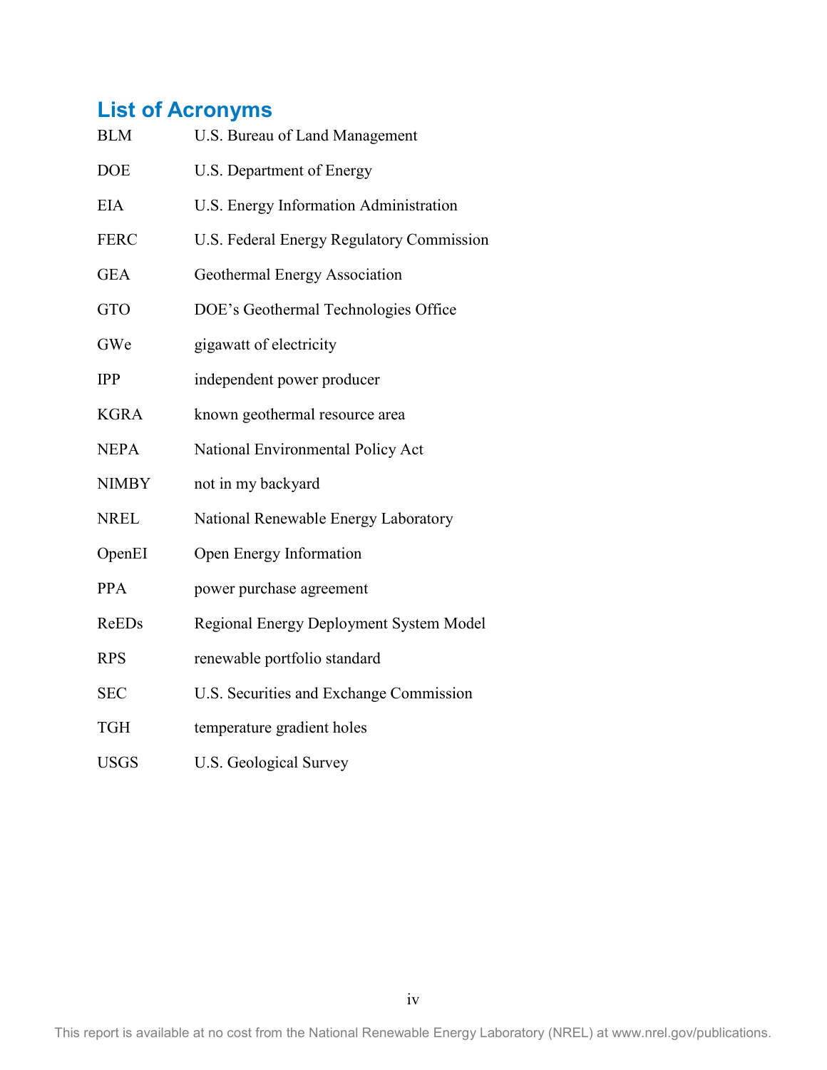## List of Acronyms

| | |
|---|---|
| BLM | U.S. Bureau of Land Management |
| DOE | U.S. Department of Energy |
| EIA | U.S. Energy Information Administration |
| FERC | U.S. Federal Energy Regulatory Commission |
| GEA | Geothermal Energy Association |
| GTO | DOE's Geothermal Technologies Office |
| GWe | gigawatt of electricity |
| IPP | independent power producer |
| KGRA | known geothermal resource area |
| NEPA | National Environmental Policy Act |
| NIMBY | not in my backyard |
| NREL | National Renewable Energy Laboratory |
| OpenEI | Open Energy Information |
| PPA | power purchase agreement |
| ReEDs | Regional Energy Deployment System Model |
| RPS | renewable portfolio standard |
| SEC | U.S. Securities and Exchange Commission |
| TGH | temperature gradient holes |
| USGS | U.S. Geological Survey |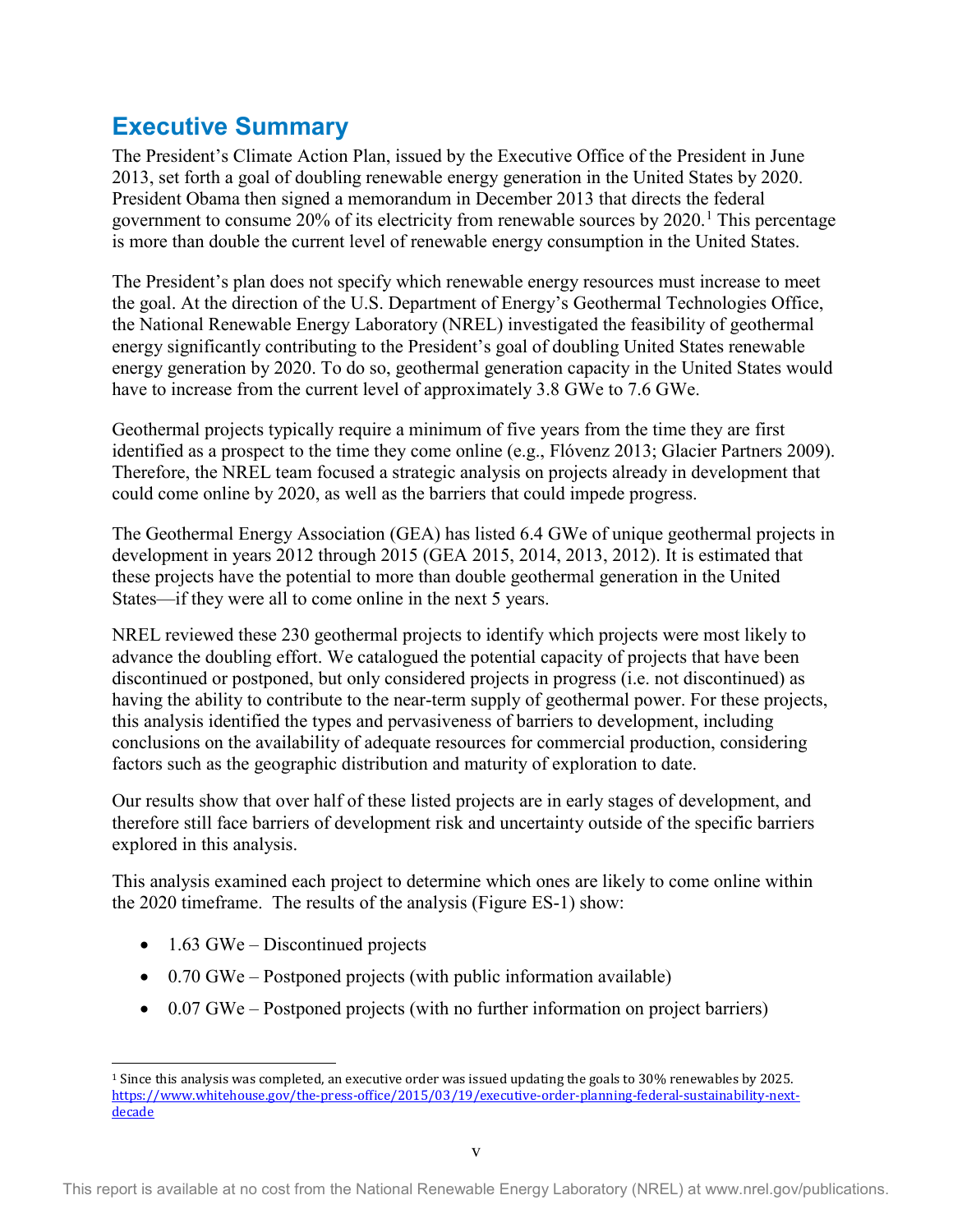## Executive Summary

The President's Climate Action Plan, issued by the Executive Office of the President in June 2013, set forth a goal of doubling renewable energy generation in the United States by 2020. President Obama then signed a memorandum in December 2013 that directs the federal government to consume 20% of its electricity from renewable sources by 2020.[1] This percentage is more than double the current level of renewable energy consumption in the United States.

The President's plan does not specify which renewable energy resources must increase to meet the goal. At the direction of the U.S. Department of Energy's Geothermal Technologies Office, the National Renewable Energy Laboratory (NREL) investigated the feasibility of geothermal energy significantly contributing to the President's goal of doubling United States renewable energy generation by 2020. To do so, geothermal generation capacity in the United States would have to increase from the current level of approximately 3.8 GWe to 7.6 GWe.

Geothermal projects typically require a minimum of five years from the time they are first identified as a prospect to the time they come online (e.g., Flóvenz 2013; Glacier Partners 2009). Therefore, the NREL team focused a strategic analysis on projects already in development that could come online by 2020, as well as the barriers that could impede progress.

The Geothermal Energy Association (GEA) has listed 6.4 GWe of unique geothermal projects in development in years 2012 through 2015 (GEA 2015, 2014, 2013, 2012). It is estimated that these projects have the potential to more than double geothermal generation in the United States—if they were all to come online in the next 5 years.

NREL reviewed these 230 geothermal projects to identify which projects were most likely to advance the doubling effort. We catalogued the potential capacity of projects that have been discontinued or postponed, but only considered projects in progress (i.e. not discontinued) as having the ability to contribute to the near-term supply of geothermal power. For these projects, this analysis identified the types and pervasiveness of barriers to development, including conclusions on the availability of adequate resources for commercial production, considering factors such as the geographic distribution and maturity of exploration to date.

Our results show that over half of these listed projects are in early stages of development, and therefore still face barriers of development risk and uncertainty outside of the specific barriers explored in this analysis.

This analysis examined each project to determine which ones are likely to come online within the 2020 timeframe. The results of the analysis (Figure ES-1) show:

- 1.63 GWe – Discontinued projects
- 0.70 GWe – Postponed projects (with public information available)
- 0.07 GWe – Postponed projects (with no further information on project barriers)

[1] Since this analysis was completed, an executive order was issued updating the goals to 30% renewables by 2025. https://www.whitehouse.gov/the-press-office/2015/03/19/executive-order-planning-federal-sustainability-next-decade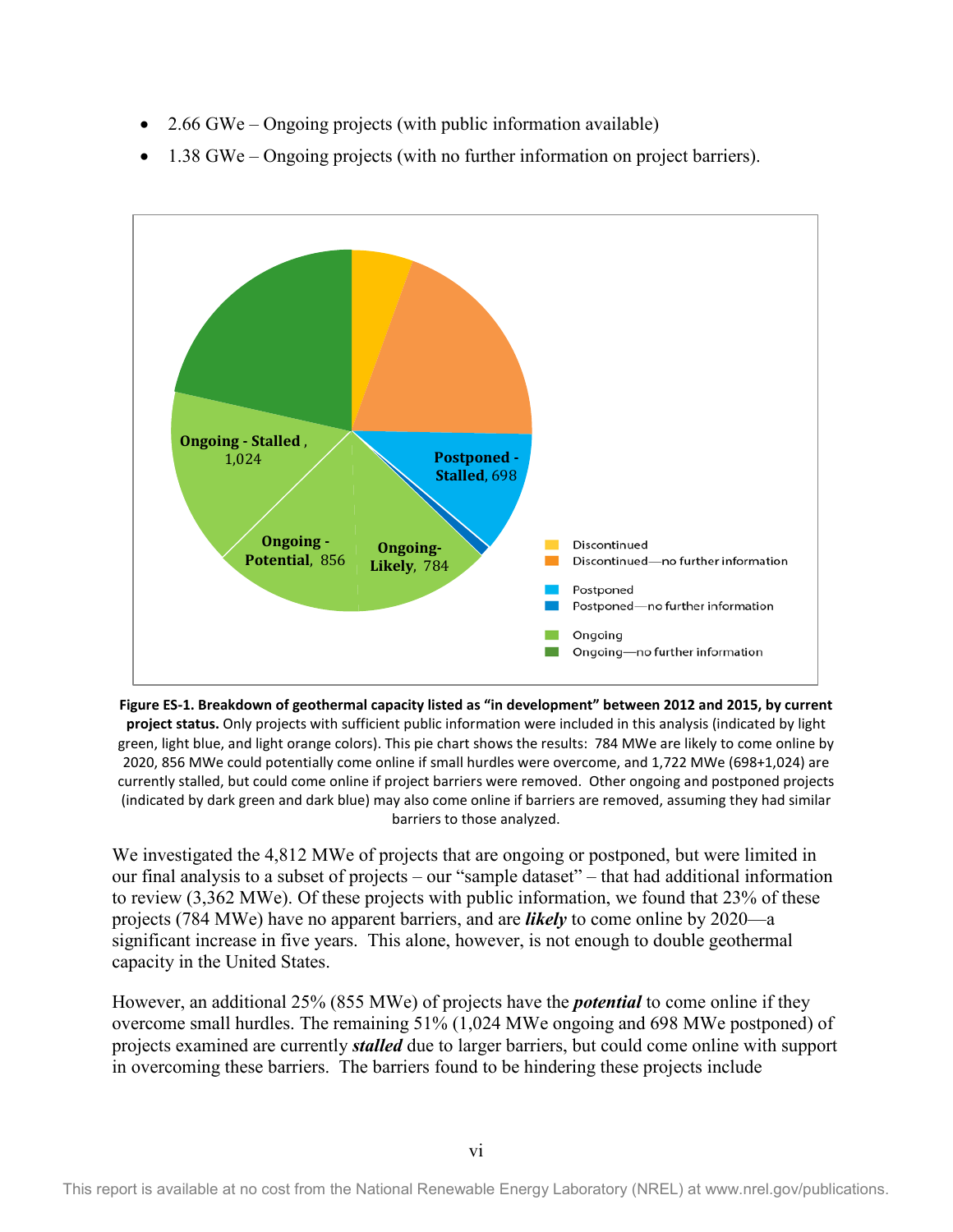- 2.66 GWe – Ongoing projects (with public information available)
- 1.38 GWe – Ongoing projects (with no further information on project barriers).

**Figure ES-1. Breakdown of geothermal capacity listed as "in development" between 2012 and 2015, by current project status.** Only projects with sufficient public information were included in this analysis (indicated by light green, light blue, and light orange colors). This pie chart shows the results: 784 MWe are likely to come online by 2020, 856 MWe could potentially come online if small hurdles were overcome, and 1,722 MWe (698+1,024) are currently stalled, but could come online if project barriers were removed. Other ongoing and postponed projects (indicated by dark green and dark blue) may also come online if barriers are removed, assuming they had similar barriers to those analyzed.

We investigated the 4,812 MWe of projects that are ongoing or postponed, but were limited in our final analysis to a subset of projects – our "sample dataset" – that had additional information to review (3,362 MWe). Of these projects with public information, we found that 23% of these projects (784 MWe) have no apparent barriers, and are ***likely*** to come online by 2020—a significant increase in five years. This alone, however, is not enough to double geothermal capacity in the United States.

However, an additional 25% (855 MWe) of projects have the ***potential*** to come online if they overcome small hurdles. The remaining 51% (1,024 MWe ongoing and 698 MWe postponed) of projects examined are currently ***stalled*** due to larger barriers, but could come online with support in overcoming these barriers. The barriers found to be hindering these projects include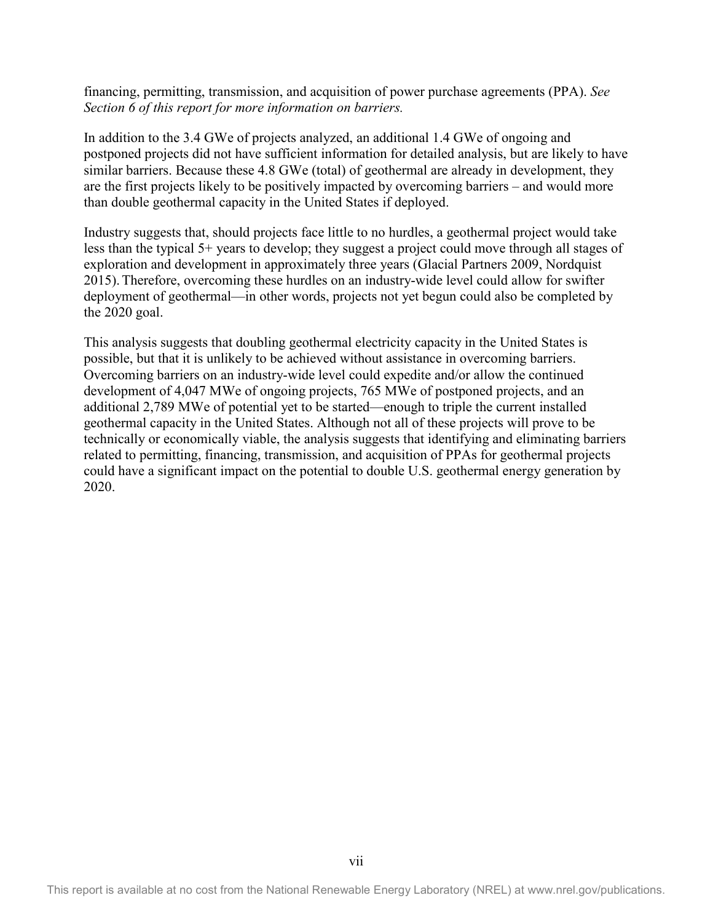financing, permitting, transmission, and acquisition of power purchase agreements (PPA). *See Section 6 of this report for more information on barriers.*

In addition to the 3.4 GWe of projects analyzed, an additional 1.4 GWe of ongoing and postponed projects did not have sufficient information for detailed analysis, but are likely to have similar barriers. Because these 4.8 GWe (total) of geothermal are already in development, they are the first projects likely to be positively impacted by overcoming barriers – and would more than double geothermal capacity in the United States if deployed.

Industry suggests that, should projects face little to no hurdles, a geothermal project would take less than the typical 5+ years to develop; they suggest a project could move through all stages of exploration and development in approximately three years (Glacial Partners 2009, Nordquist 2015). Therefore, overcoming these hurdles on an industry-wide level could allow for swifter deployment of geothermal—in other words, projects not yet begun could also be completed by the 2020 goal.

This analysis suggests that doubling geothermal electricity capacity in the United States is possible, but that it is unlikely to be achieved without assistance in overcoming barriers. Overcoming barriers on an industry-wide level could expedite and/or allow the continued development of 4,047 MWe of ongoing projects, 765 MWe of postponed projects, and an additional 2,789 MWe of potential yet to be started—enough to triple the current installed geothermal capacity in the United States. Although not all of these projects will prove to be technically or economically viable, the analysis suggests that identifying and eliminating barriers related to permitting, financing, transmission, and acquisition of PPAs for geothermal projects could have a significant impact on the potential to double U.S. geothermal energy generation by 2020.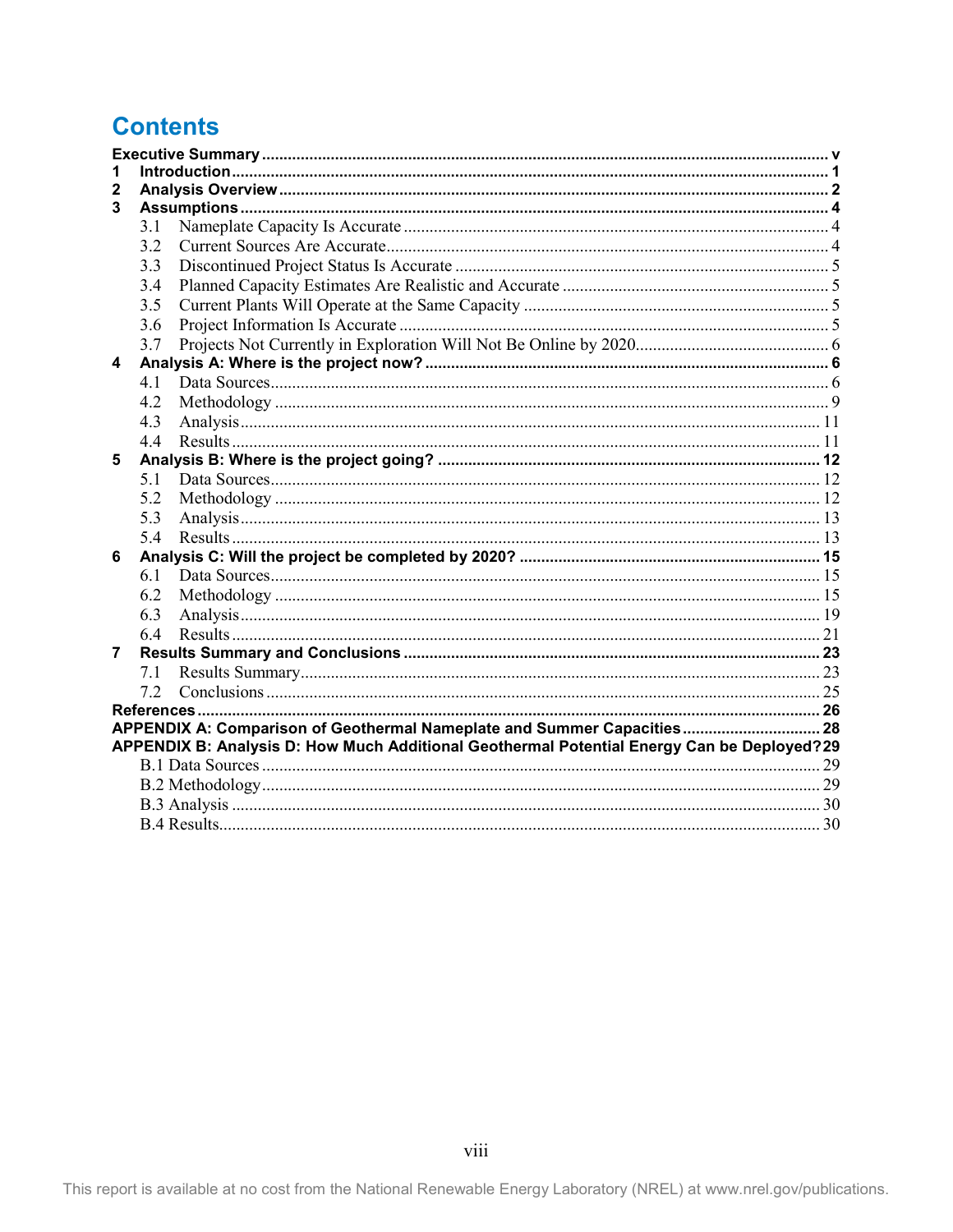# Contents

- **Executive Summary** ..... v
- **1 Introduction** ..... 1
- **2 Analysis Overview** ..... 2
- **3 Assumptions** ..... 4
  - 3.1 Nameplate Capacity Is Accurate ..... 4
  - 3.2 Current Sources Are Accurate ..... 4
  - 3.3 Discontinued Project Status Is Accurate ..... 5
  - 3.4 Planned Capacity Estimates Are Realistic and Accurate ..... 5
  - 3.5 Current Plants Will Operate at the Same Capacity ..... 5
  - 3.6 Project Information Is Accurate ..... 5
  - 3.7 Projects Not Currently in Exploration Will Not Be Online by 2020 ..... 6
- **4 Analysis A: Where is the project now?** ..... 6
  - 4.1 Data Sources ..... 6
  - 4.2 Methodology ..... 9
  - 4.3 Analysis ..... 11
  - 4.4 Results ..... 11
- **5 Analysis B: Where is the project going?** ..... 12
  - 5.1 Data Sources ..... 12
  - 5.2 Methodology ..... 12
  - 5.3 Analysis ..... 13
  - 5.4 Results ..... 13
- **6 Analysis C: Will the project be completed by 2020?** ..... 15
  - 6.1 Data Sources ..... 15
  - 6.2 Methodology ..... 15
  - 6.3 Analysis ..... 19
  - 6.4 Results ..... 21
- **7 Results Summary and Conclusions** ..... 23
  - 7.1 Results Summary ..... 23
  - 7.2 Conclusions ..... 25
- **References** ..... 26
- **APPENDIX A: Comparison of Geothermal Nameplate and Summer Capacities** ..... 28
- **APPENDIX B: Analysis D: How Much Additional Geothermal Potential Energy Can be Deployed?** ..... 29
  - B.1 Data Sources ..... 29
  - B.2 Methodology ..... 29
  - B.3 Analysis ..... 30
  - B.4 Results ..... 30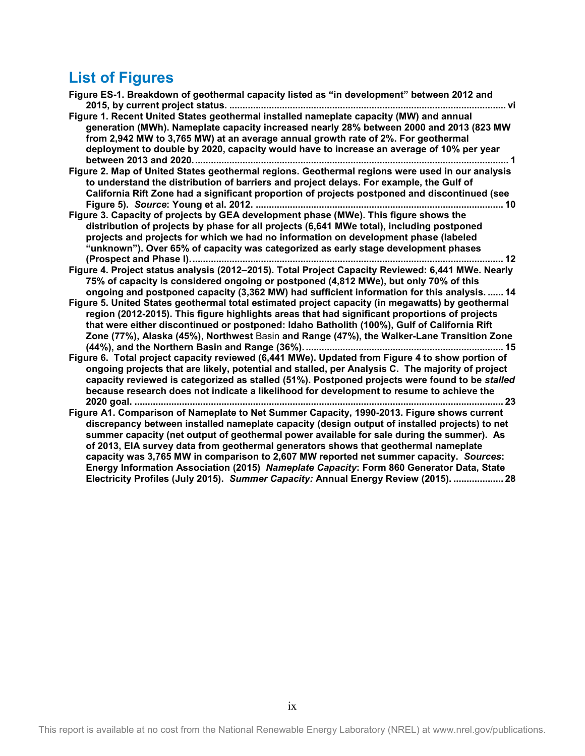## List of Figures

**Figure ES-1. Breakdown of geothermal capacity listed as "in development" between 2012 and 2015, by current project status. .......................................................................................................... vi**

**Figure 1. Recent United States geothermal installed nameplate capacity (MW) and annual generation (MWh). Nameplate capacity increased nearly 28% between 2000 and 2013 (823 MW from 2,942 MW to 3,765 MW) at an average annual growth rate of 2%. For geothermal deployment to double by 2020, capacity would have to increase an average of 10% per year between 2013 and 2020. ..................................................................................................................... 1**

**Figure 2. Map of United States geothermal regions. Geothermal regions were used in our analysis to understand the distribution of barriers and project delays. For example, the Gulf of California Rift Zone had a significant proportion of projects postponed and discontinued (see Figure 5).** ***Source*****: Young et al. 2012. ............................................................................................ 10**

**Figure 3. Capacity of projects by GEA development phase (MWe). This figure shows the distribution of projects by phase for all projects (6,641 MWe total), including postponed projects and projects for which we had no information on development phase (labeled "unknown"). Over 65% of capacity was categorized as early stage development phases (Prospect and Phase I). ..................................................................................................................... 12**

**Figure 4. Project status analysis (2012–2015). Total Project Capacity Reviewed: 6,441 MWe. Nearly 75% of capacity is considered ongoing or postponed (4,812 MWe), but only 70% of this ongoing and postponed capacity (3,362 MW) had sufficient information for this analysis. ...... 14**

**Figure 5. United States geothermal total estimated project capacity (in megawatts) by geothermal region (2012-2015). This figure highlights areas that had significant proportions of projects that were either discontinued or postponed: Idaho Batholith (100%), Gulf of California Rift Zone (77%), Alaska (45%), Northwest** Basin **and Range (47%), the Walker-Lane Transition Zone (44%), and the Northern Basin and Range (36%). .......................................................................... 15**

**Figure 6. Total project capacity reviewed (6,441 MWe). Updated from Figure 4 to show portion of ongoing projects that are likely, potential and stalled, per Analysis C. The majority of project capacity reviewed is categorized as stalled (51%). Postponed projects were found to be** ***stalled*** **because research does not indicate a likelihood for development to resume to achieve the 2020 goal. ........................................................................................................................................ 23**

**Figure A1. Comparison of Nameplate to Net Summer Capacity, 1990-2013. Figure shows current discrepancy between installed nameplate capacity (design output of installed projects) to net summer capacity (net output of geothermal power available for sale during the summer). As of 2013, EIA survey data from geothermal generators shows that geothermal nameplate capacity was 3,765 MW in comparison to 2,607 MW reported net summer capacity.** ***Sources*****: Energy Information Association (2015)** ***Nameplate Capacity*****: Form 860 Generator Data, State Electricity Profiles (July 2015).** ***Summer Capacity:*** **Annual Energy Review (2015). ................... 28**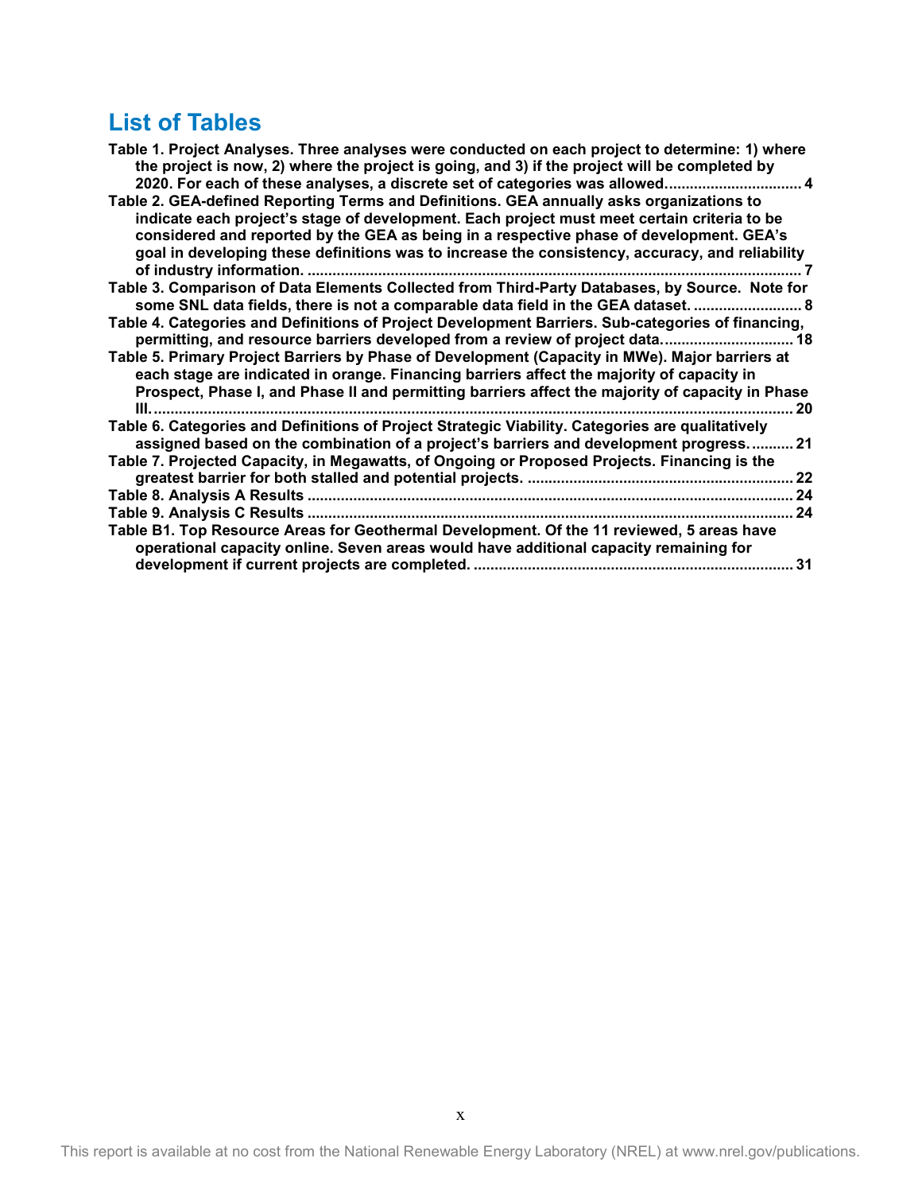## List of Tables

**Table 1. Project Analyses. Three analyses were conducted on each project to determine: 1) where the project is now, 2) where the project is going, and 3) if the project will be completed by 2020. For each of these analyses, a discrete set of categories was allowed. ................................ 4**

**Table 2. GEA-defined Reporting Terms and Definitions. GEA annually asks organizations to indicate each project's stage of development. Each project must meet certain criteria to be considered and reported by the GEA as being in a respective phase of development. GEA's goal in developing these definitions was to increase the consistency, accuracy, and reliability of industry information. ................................ 7**

**Table 3. Comparison of Data Elements Collected from Third-Party Databases, by Source. Note for some SNL data fields, there is not a comparable data field in the GEA dataset. ................................ 8**

**Table 4. Categories and Definitions of Project Development Barriers. Sub-categories of financing, permitting, and resource barriers developed from a review of project data. ................................ 18**

**Table 5. Primary Project Barriers by Phase of Development (Capacity in MWe). Major barriers at each stage are indicated in orange. Financing barriers affect the majority of capacity in Prospect, Phase I, and Phase II and permitting barriers affect the majority of capacity in Phase III. ................................ 20**

**Table 6. Categories and Definitions of Project Strategic Viability. Categories are qualitatively assigned based on the combination of a project's barriers and development progress. ................................ 21**

**Table 7. Projected Capacity, in Megawatts, of Ongoing or Proposed Projects. Financing is the greatest barrier for both stalled and potential projects. ................................ 22**

**Table 8. Analysis A Results ................................ 24**

**Table 9. Analysis C Results ................................ 24**

**Table B1. Top Resource Areas for Geothermal Development. Of the 11 reviewed, 5 areas have operational capacity online. Seven areas would have additional capacity remaining for development if current projects are completed. ................................ 31**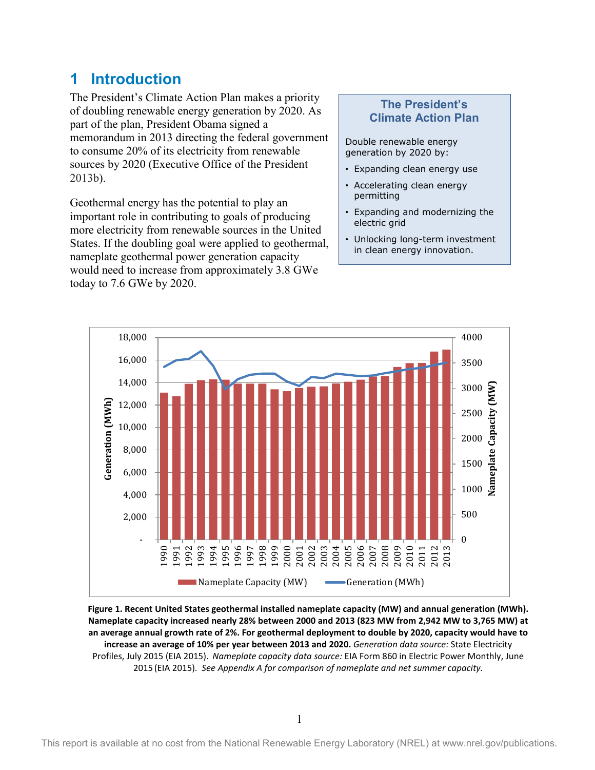# 1 Introduction

The President's Climate Action Plan makes a priority of doubling renewable energy generation by 2020. As part of the plan, President Obama signed a memorandum in 2013 directing the federal government to consume 20% of its electricity from renewable sources by 2020 (Executive Office of the President 2013b).

Geothermal energy has the potential to play an important role in contributing to goals of producing more electricity from renewable sources in the United States. If the doubling goal were applied to geothermal, nameplate geothermal power generation capacity would need to increase from approximately 3.8 GWe today to 7.6 GWe by 2020.

> **The President's Climate Action Plan**
>
> Double renewable energy generation by 2020 by:
>
> - Expanding clean energy use
> - Accelerating clean energy permitting
> - Expanding and modernizing the electric grid
> - Unlocking long-term investment in clean energy innovation.

**Figure 1. Recent United States geothermal installed nameplate capacity (MW) and annual generation (MWh). Nameplate capacity increased nearly 28% between 2000 and 2013 (823 MW from 2,942 MW to 3,765 MW) at an average annual growth rate of 2%. For geothermal deployment to double by 2020, capacity would have to increase an average of 10% per year between 2013 and 2020.** *Generation data source:* State Electricity Profiles, July 2015 (EIA 2015). *Nameplate capacity data source:* EIA Form 860 in Electric Power Monthly, June 2015 (EIA 2015). *See Appendix A for comparison of nameplate and net summer capacity.*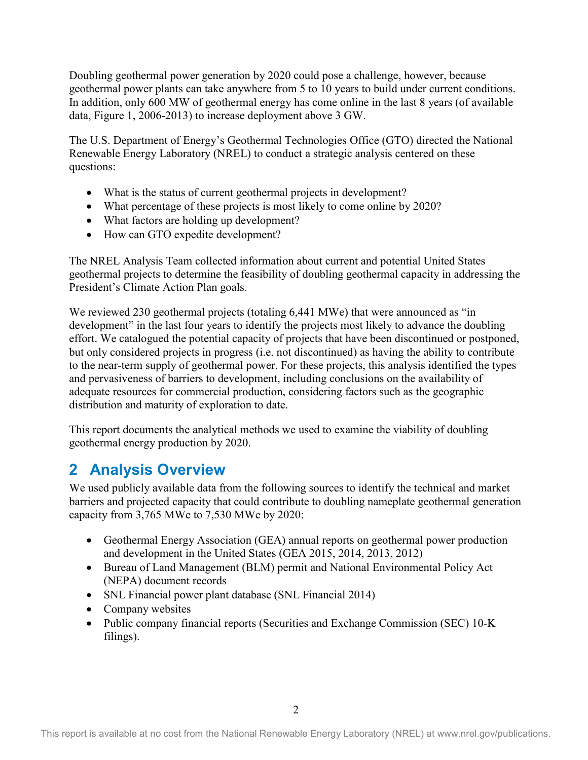Doubling geothermal power generation by 2020 could pose a challenge, however, because geothermal power plants can take anywhere from 5 to 10 years to build under current conditions. In addition, only 600 MW of geothermal energy has come online in the last 8 years (of available data, Figure 1, 2006-2013) to increase deployment above 3 GW.

The U.S. Department of Energy's Geothermal Technologies Office (GTO) directed the National Renewable Energy Laboratory (NREL) to conduct a strategic analysis centered on these questions:

- What is the status of current geothermal projects in development?
- What percentage of these projects is most likely to come online by 2020?
- What factors are holding up development?
- How can GTO expedite development?

The NREL Analysis Team collected information about current and potential United States geothermal projects to determine the feasibility of doubling geothermal capacity in addressing the President's Climate Action Plan goals.

We reviewed 230 geothermal projects (totaling 6,441 MWe) that were announced as "in development" in the last four years to identify the projects most likely to advance the doubling effort. We catalogued the potential capacity of projects that have been discontinued or postponed, but only considered projects in progress (i.e. not discontinued) as having the ability to contribute to the near-term supply of geothermal power. For these projects, this analysis identified the types and pervasiveness of barriers to development, including conclusions on the availability of adequate resources for commercial production, considering factors such as the geographic distribution and maturity of exploration to date.

This report documents the analytical methods we used to examine the viability of doubling geothermal energy production by 2020.

# 2 Analysis Overview

We used publicly available data from the following sources to identify the technical and market barriers and projected capacity that could contribute to doubling nameplate geothermal generation capacity from 3,765 MWe to 7,530 MWe by 2020:

- Geothermal Energy Association (GEA) annual reports on geothermal power production and development in the United States (GEA 2015, 2014, 2013, 2012)
- Bureau of Land Management (BLM) permit and National Environmental Policy Act (NEPA) document records
- SNL Financial power plant database (SNL Financial 2014)
- Company websites
- Public company financial reports (Securities and Exchange Commission (SEC) 10-K filings).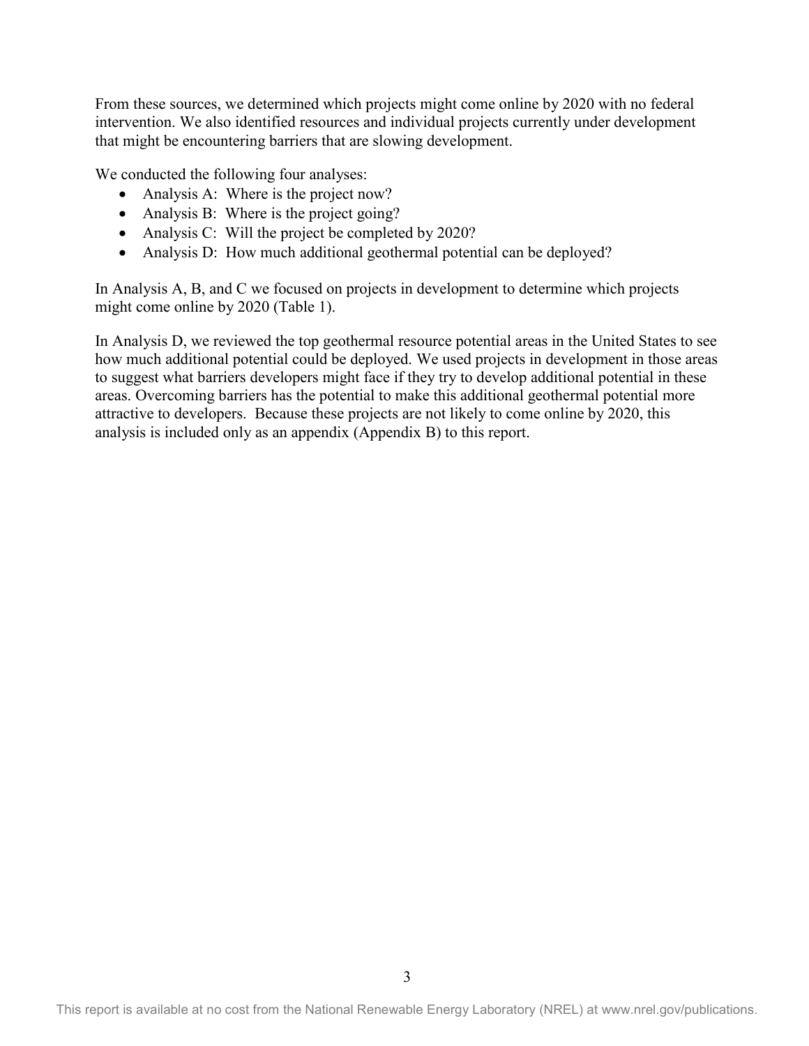From these sources, we determined which projects might come online by 2020 with no federal intervention. We also identified resources and individual projects currently under development that might be encountering barriers that are slowing development.

We conducted the following four analyses:

- Analysis A: Where is the project now?
- Analysis B: Where is the project going?
- Analysis C: Will the project be completed by 2020?
- Analysis D: How much additional geothermal potential can be deployed?

In Analysis A, B, and C we focused on projects in development to determine which projects might come online by 2020 (Table 1).

In Analysis D, we reviewed the top geothermal resource potential areas in the United States to see how much additional potential could be deployed. We used projects in development in those areas to suggest what barriers developers might face if they try to develop additional potential in these areas. Overcoming barriers has the potential to make this additional geothermal potential more attractive to developers. Because these projects are not likely to come online by 2020, this analysis is included only as an appendix (Appendix B) to this report.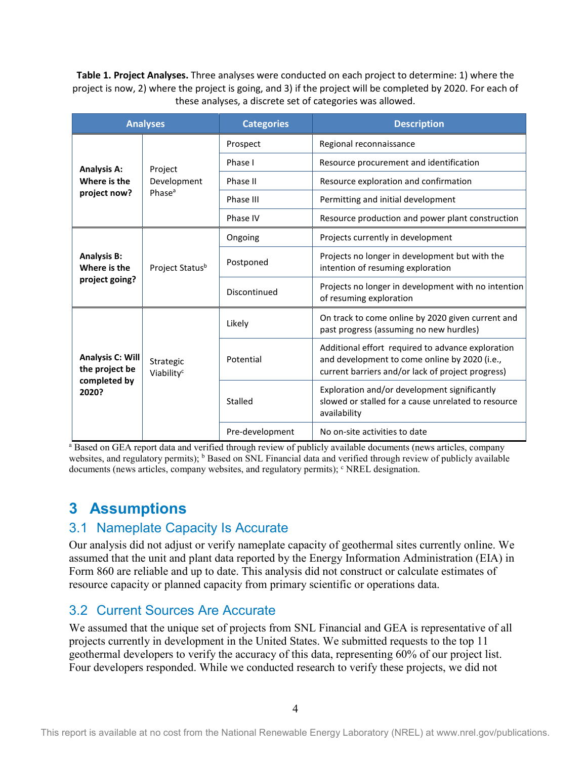**Table 1. Project Analyses.** Three analyses were conducted on each project to determine: 1) where the project is now, 2) where the project is going, and 3) if the project will be completed by 2020. For each of these analyses, a discrete set of categories was allowed.

| Analyses | | Categories | Description |
|---|---|---|---|
| **Analysis A: Where is the project now?** | Project Development Phase[a] | Prospect | Regional reconnaissance |
| | | Phase I | Resource procurement and identification |
| | | Phase II | Resource exploration and confirmation |
| | | Phase III | Permitting and initial development |
| | | Phase IV | Resource production and power plant construction |
| **Analysis B: Where is the project going?** | Project Status[b] | Ongoing | Projects currently in development |
| | | Postponed | Projects no longer in development but with the intention of resuming exploration |
| | | Discontinued | Projects no longer in development with no intention of resuming exploration |
| **Analysis C: Will the project be completed by 2020?** | Strategic Viability[c] | Likely | On track to come online by 2020 given current and past progress (assuming no new hurdles) |
| | | Potential | Additional effort required to advance exploration and development to come online by 2020 (i.e., current barriers and/or lack of project progress) |
| | | Stalled | Exploration and/or development significantly slowed or stalled for a cause unrelated to resource availability |
| | | Pre-development | No on-site activities to date |

[a] Based on GEA report data and verified through review of publicly available documents (news articles, company websites, and regulatory permits); [b] Based on SNL Financial data and verified through review of publicly available documents (news articles, company websites, and regulatory permits); [c] NREL designation.

# 3 Assumptions

## 3.1 Nameplate Capacity Is Accurate

Our analysis did not adjust or verify nameplate capacity of geothermal sites currently online. We assumed that the unit and plant data reported by the Energy Information Administration (EIA) in Form 860 are reliable and up to date. This analysis did not construct or calculate estimates of resource capacity or planned capacity from primary scientific or operations data.

## 3.2 Current Sources Are Accurate

We assumed that the unique set of projects from SNL Financial and GEA is representative of all projects currently in development in the United States. We submitted requests to the top 11 geothermal developers to verify the accuracy of this data, representing 60% of our project list. Four developers responded. While we conducted research to verify these projects, we did not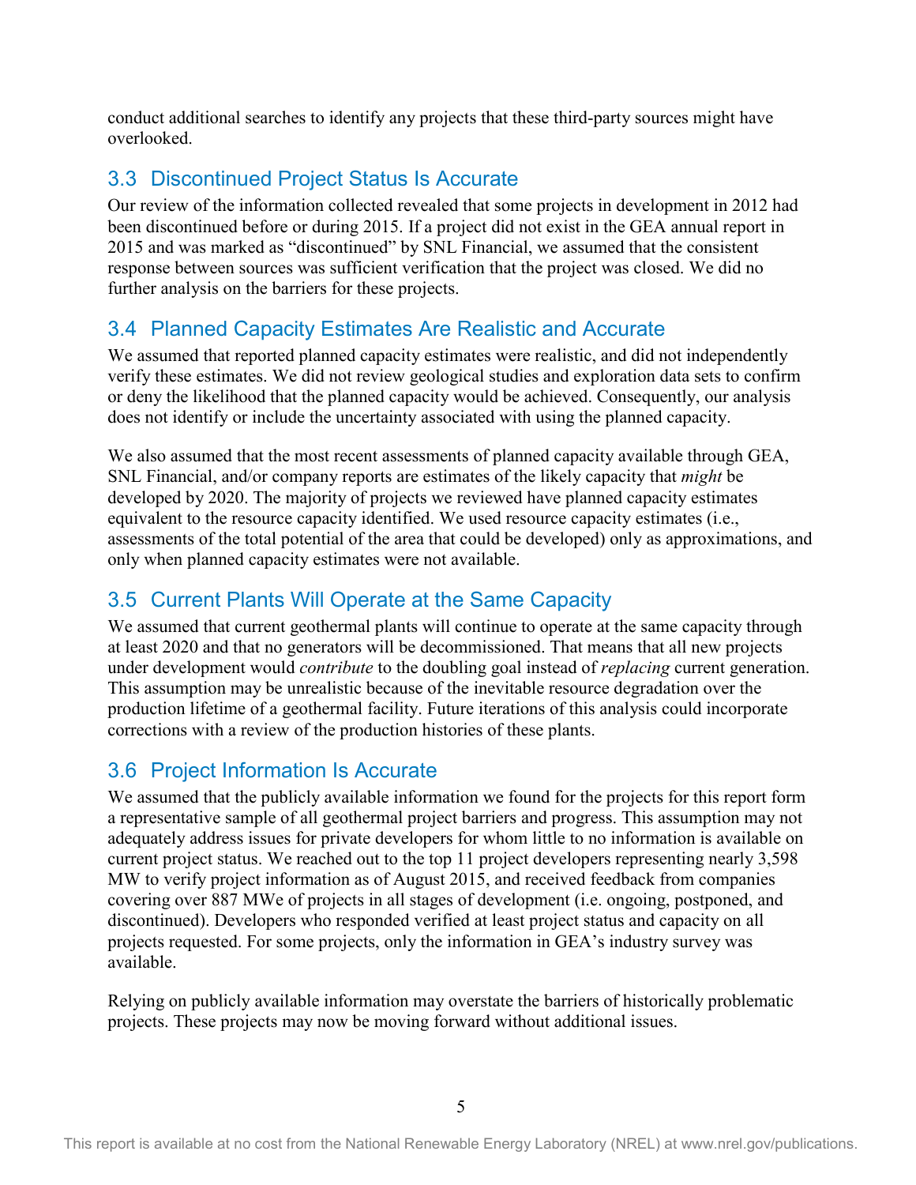conduct additional searches to identify any projects that these third-party sources might have overlooked.

## 3.3 Discontinued Project Status Is Accurate

Our review of the information collected revealed that some projects in development in 2012 had been discontinued before or during 2015. If a project did not exist in the GEA annual report in 2015 and was marked as "discontinued" by SNL Financial, we assumed that the consistent response between sources was sufficient verification that the project was closed. We did no further analysis on the barriers for these projects.

## 3.4 Planned Capacity Estimates Are Realistic and Accurate

We assumed that reported planned capacity estimates were realistic, and did not independently verify these estimates. We did not review geological studies and exploration data sets to confirm or deny the likelihood that the planned capacity would be achieved. Consequently, our analysis does not identify or include the uncertainty associated with using the planned capacity.

We also assumed that the most recent assessments of planned capacity available through GEA, SNL Financial, and/or company reports are estimates of the likely capacity that *might* be developed by 2020. The majority of projects we reviewed have planned capacity estimates equivalent to the resource capacity identified. We used resource capacity estimates (i.e., assessments of the total potential of the area that could be developed) only as approximations, and only when planned capacity estimates were not available.

## 3.5 Current Plants Will Operate at the Same Capacity

We assumed that current geothermal plants will continue to operate at the same capacity through at least 2020 and that no generators will be decommissioned. That means that all new projects under development would *contribute* to the doubling goal instead of *replacing* current generation. This assumption may be unrealistic because of the inevitable resource degradation over the production lifetime of a geothermal facility. Future iterations of this analysis could incorporate corrections with a review of the production histories of these plants.

## 3.6 Project Information Is Accurate

We assumed that the publicly available information we found for the projects for this report form a representative sample of all geothermal project barriers and progress. This assumption may not adequately address issues for private developers for whom little to no information is available on current project status. We reached out to the top 11 project developers representing nearly 3,598 MW to verify project information as of August 2015, and received feedback from companies covering over 887 MWe of projects in all stages of development (i.e. ongoing, postponed, and discontinued). Developers who responded verified at least project status and capacity on all projects requested. For some projects, only the information in GEA's industry survey was available.

Relying on publicly available information may overstate the barriers of historically problematic projects. These projects may now be moving forward without additional issues.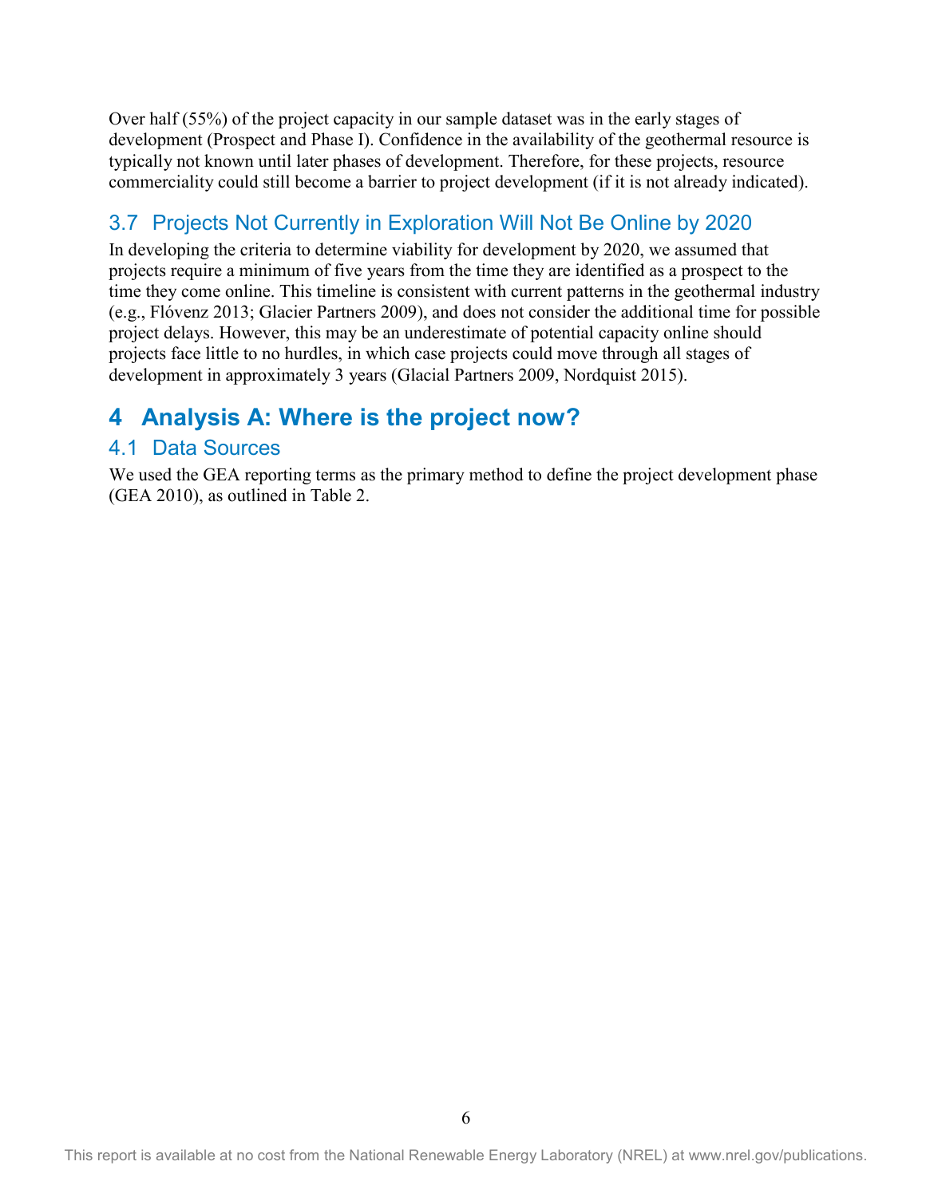Over half (55%) of the project capacity in our sample dataset was in the early stages of development (Prospect and Phase I). Confidence in the availability of the geothermal resource is typically not known until later phases of development. Therefore, for these projects, resource commerciality could still become a barrier to project development (if it is not already indicated).

## 3.7 Projects Not Currently in Exploration Will Not Be Online by 2020

In developing the criteria to determine viability for development by 2020, we assumed that projects require a minimum of five years from the time they are identified as a prospect to the time they come online. This timeline is consistent with current patterns in the geothermal industry (e.g., Flóvenz 2013; Glacier Partners 2009), and does not consider the additional time for possible project delays. However, this may be an underestimate of potential capacity online should projects face little to no hurdles, in which case projects could move through all stages of development in approximately 3 years (Glacial Partners 2009, Nordquist 2015).

# 4 Analysis A: Where is the project now?

## 4.1 Data Sources

We used the GEA reporting terms as the primary method to define the project development phase (GEA 2010), as outlined in Table 2.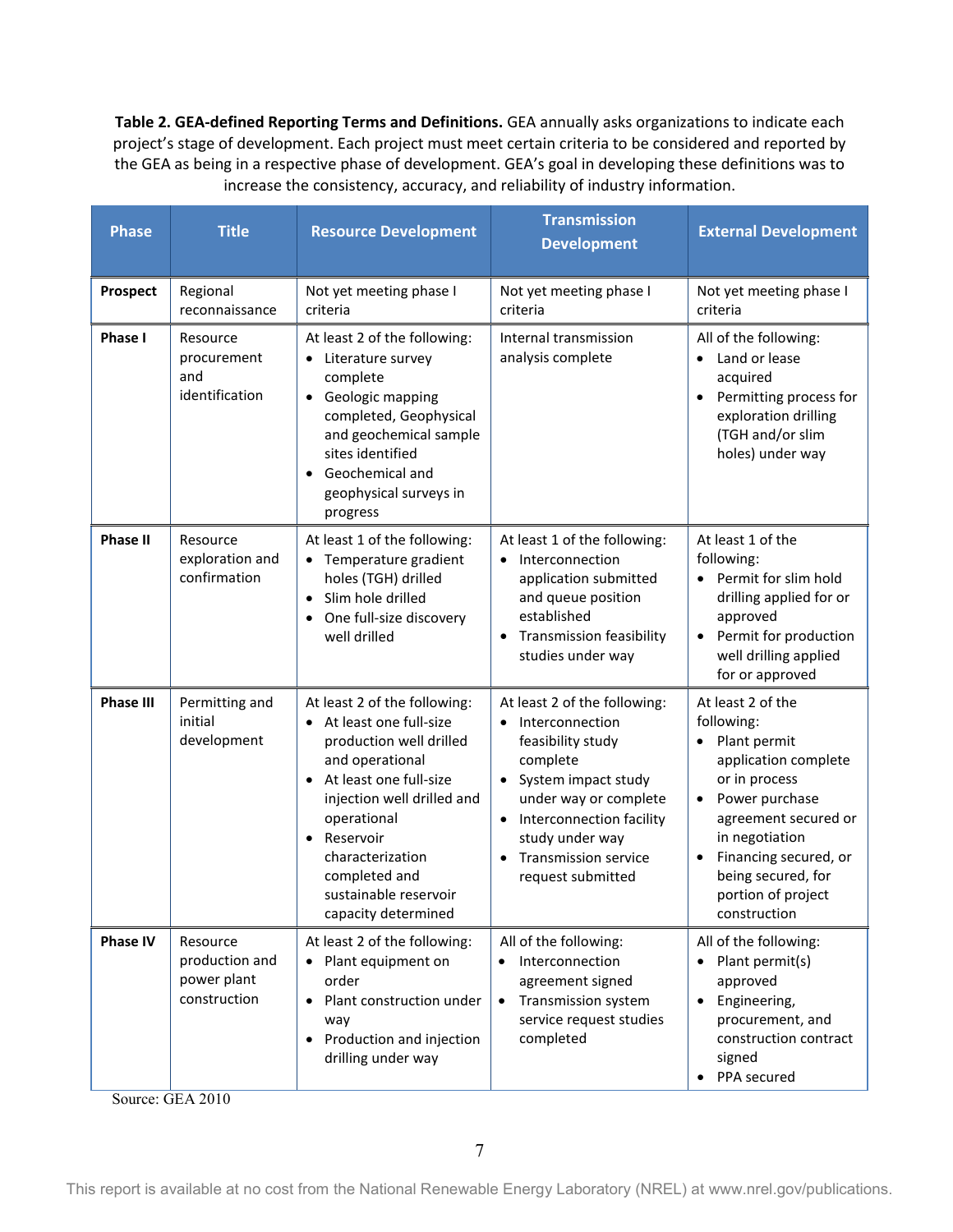**Table 2. GEA-defined Reporting Terms and Definitions.** GEA annually asks organizations to indicate each project's stage of development. Each project must meet certain criteria to be considered and reported by the GEA as being in a respective phase of development. GEA's goal in developing these definitions was to increase the consistency, accuracy, and reliability of industry information.

| Phase | Title | Resource Development | Transmission Development | External Development |
|---|---|---|---|---|
| **Prospect** | Regional reconnaissance | Not yet meeting phase I criteria | Not yet meeting phase I criteria | Not yet meeting phase I criteria |
| **Phase I** | Resource procurement and identification | At least 2 of the following: • Literature survey complete • Geologic mapping completed, Geophysical and geochemical sample sites identified • Geochemical and geophysical surveys in progress | Internal transmission analysis complete | All of the following: • Land or lease acquired • Permitting process for exploration drilling (TGH and/or slim holes) under way |
| **Phase II** | Resource exploration and confirmation | At least 1 of the following: • Temperature gradient holes (TGH) drilled • Slim hole drilled • One full-size discovery well drilled | At least 1 of the following: • Interconnection application submitted and queue position established • Transmission feasibility studies under way | At least 1 of the following: • Permit for slim hold drilling applied for or approved • Permit for production well drilling applied for or approved |
| **Phase III** | Permitting and initial development | At least 2 of the following: • At least one full-size production well drilled and operational • At least one full-size injection well drilled and operational • Reservoir characterization completed and sustainable reservoir capacity determined | At least 2 of the following: • Interconnection feasibility study complete • System impact study under way or complete • Interconnection facility study under way • Transmission service request submitted | At least 2 of the following: • Plant permit application complete or in process • Power purchase agreement secured or in negotiation • Financing secured, or being secured, for portion of project construction |
| **Phase IV** | Resource production and power plant construction | At least 2 of the following: • Plant equipment on order • Plant construction under way • Production and injection drilling under way | All of the following: • Interconnection agreement signed • Transmission system service request studies completed | All of the following: • Plant permit(s) approved • Engineering, procurement, and construction contract signed • PPA secured |

Source: GEA 2010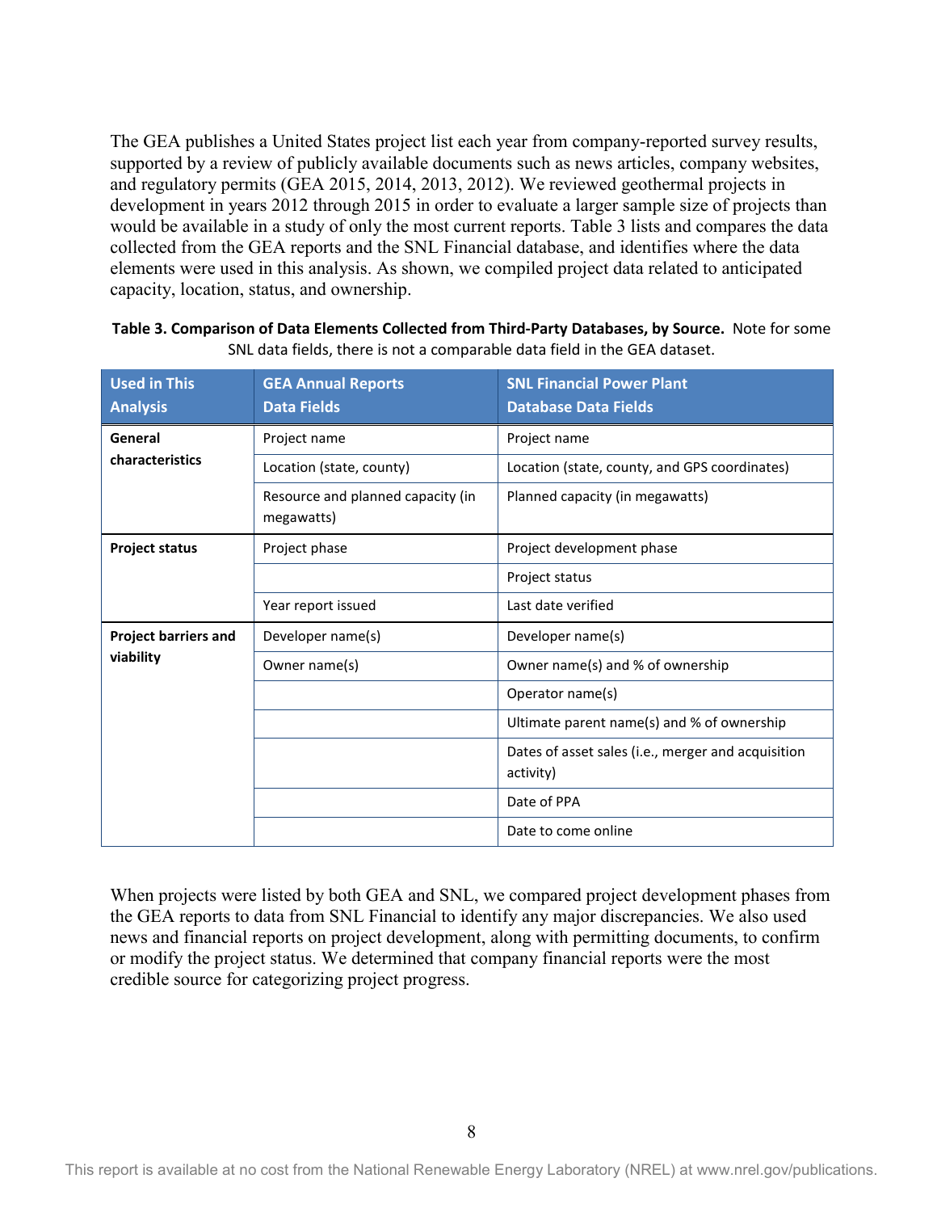The GEA publishes a United States project list each year from company-reported survey results, supported by a review of publicly available documents such as news articles, company websites, and regulatory permits (GEA 2015, 2014, 2013, 2012). We reviewed geothermal projects in development in years 2012 through 2015 in order to evaluate a larger sample size of projects than would be available in a study of only the most current reports. Table 3 lists and compares the data collected from the GEA reports and the SNL Financial database, and identifies where the data elements were used in this analysis. As shown, we compiled project data related to anticipated capacity, location, status, and ownership.

**Table 3. Comparison of Data Elements Collected from Third-Party Databases, by Source.** Note for some SNL data fields, there is not a comparable data field in the GEA dataset.

| Used in This Analysis | GEA Annual Reports Data Fields | SNL Financial Power Plant Database Data Fields |
|---|---|---|
| **General characteristics** | Project name | Project name |
| | Location (state, county) | Location (state, county, and GPS coordinates) |
| | Resource and planned capacity (in megawatts) | Planned capacity (in megawatts) |
| **Project status** | Project phase | Project development phase |
| | | Project status |
| | Year report issued | Last date verified |
| **Project barriers and viability** | Developer name(s) | Developer name(s) |
| | Owner name(s) | Owner name(s) and % of ownership |
| | | Operator name(s) |
| | | Ultimate parent name(s) and % of ownership |
| | | Dates of asset sales (i.e., merger and acquisition activity) |
| | | Date of PPA |
| | | Date to come online |

When projects were listed by both GEA and SNL, we compared project development phases from the GEA reports to data from SNL Financial to identify any major discrepancies. We also used news and financial reports on project development, along with permitting documents, to confirm or modify the project status. We determined that company financial reports were the most credible source for categorizing project progress.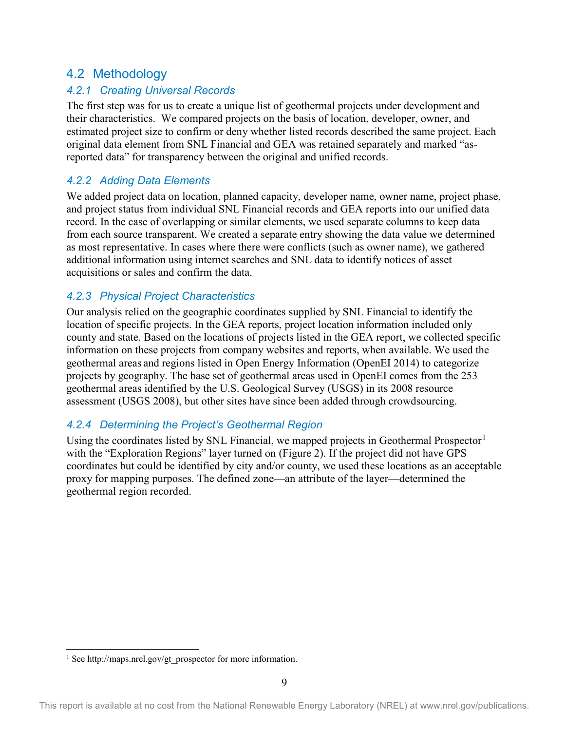## 4.2 Methodology

### 4.2.1 Creating Universal Records

The first step was for us to create a unique list of geothermal projects under development and their characteristics. We compared projects on the basis of location, developer, owner, and estimated project size to confirm or deny whether listed records described the same project. Each original data element from SNL Financial and GEA was retained separately and marked "as-reported data" for transparency between the original and unified records.

### 4.2.2 Adding Data Elements

We added project data on location, planned capacity, developer name, owner name, project phase, and project status from individual SNL Financial records and GEA reports into our unified data record. In the case of overlapping or similar elements, we used separate columns to keep data from each source transparent. We created a separate entry showing the data value we determined as most representative. In cases where there were conflicts (such as owner name), we gathered additional information using internet searches and SNL data to identify notices of asset acquisitions or sales and confirm the data.

### 4.2.3 Physical Project Characteristics

Our analysis relied on the geographic coordinates supplied by SNL Financial to identify the location of specific projects. In the GEA reports, project location information included only county and state. Based on the locations of projects listed in the GEA report, we collected specific information on these projects from company websites and reports, when available. We used the geothermal areas and regions listed in Open Energy Information (OpenEI 2014) to categorize projects by geography. The base set of geothermal areas used in OpenEI comes from the 253 geothermal areas identified by the U.S. Geological Survey (USGS) in its 2008 resource assessment (USGS 2008), but other sites have since been added through crowdsourcing.

### 4.2.4 Determining the Project's Geothermal Region

Using the coordinates listed by SNL Financial, we mapped projects in Geothermal Prospector[1] with the "Exploration Regions" layer turned on (Figure 2). If the project did not have GPS coordinates but could be identified by city and/or county, we used these locations as an acceptable proxy for mapping purposes. The defined zone—an attribute of the layer—determined the geothermal region recorded.

[1] See http://maps.nrel.gov/gt_prospector for more information.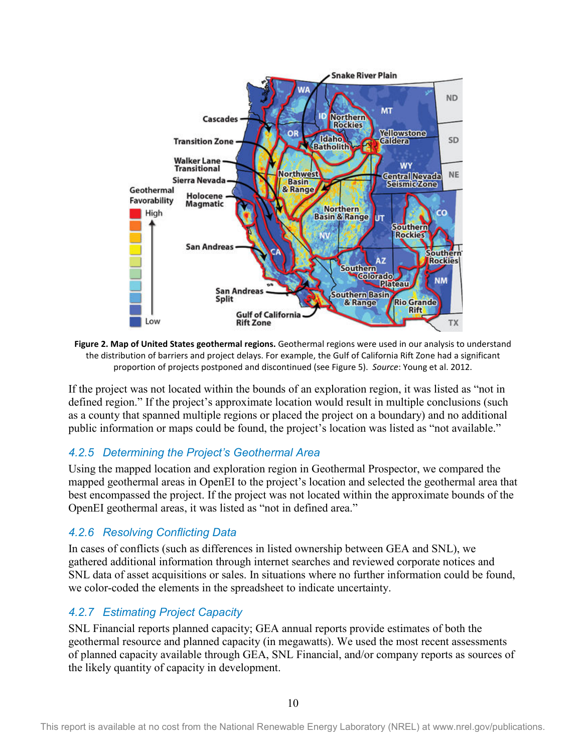**Figure 2. Map of United States geothermal regions.** Geothermal regions were used in our analysis to understand the distribution of barriers and project delays. For example, the Gulf of California Rift Zone had a significant proportion of projects postponed and discontinued (see Figure 5). *Source*: Young et al. 2012.

If the project was not located within the bounds of an exploration region, it was listed as "not in defined region." If the project's approximate location would result in multiple conclusions (such as a county that spanned multiple regions or placed the project on a boundary) and no additional public information or maps could be found, the project's location was listed as "not available."

### 4.2.5 Determining the Project's Geothermal Area

Using the mapped location and exploration region in Geothermal Prospector, we compared the mapped geothermal areas in OpenEI to the project's location and selected the geothermal area that best encompassed the project. If the project was not located within the approximate bounds of the OpenEI geothermal areas, it was listed as "not in defined area."

### 4.2.6 Resolving Conflicting Data

In cases of conflicts (such as differences in listed ownership between GEA and SNL), we gathered additional information through internet searches and reviewed corporate notices and SNL data of asset acquisitions or sales. In situations where no further information could be found, we color-coded the elements in the spreadsheet to indicate uncertainty.

### 4.2.7 Estimating Project Capacity

SNL Financial reports planned capacity; GEA annual reports provide estimates of both the geothermal resource and planned capacity (in megawatts). We used the most recent assessments of planned capacity available through GEA, SNL Financial, and/or company reports as sources of the likely quantity of capacity in development.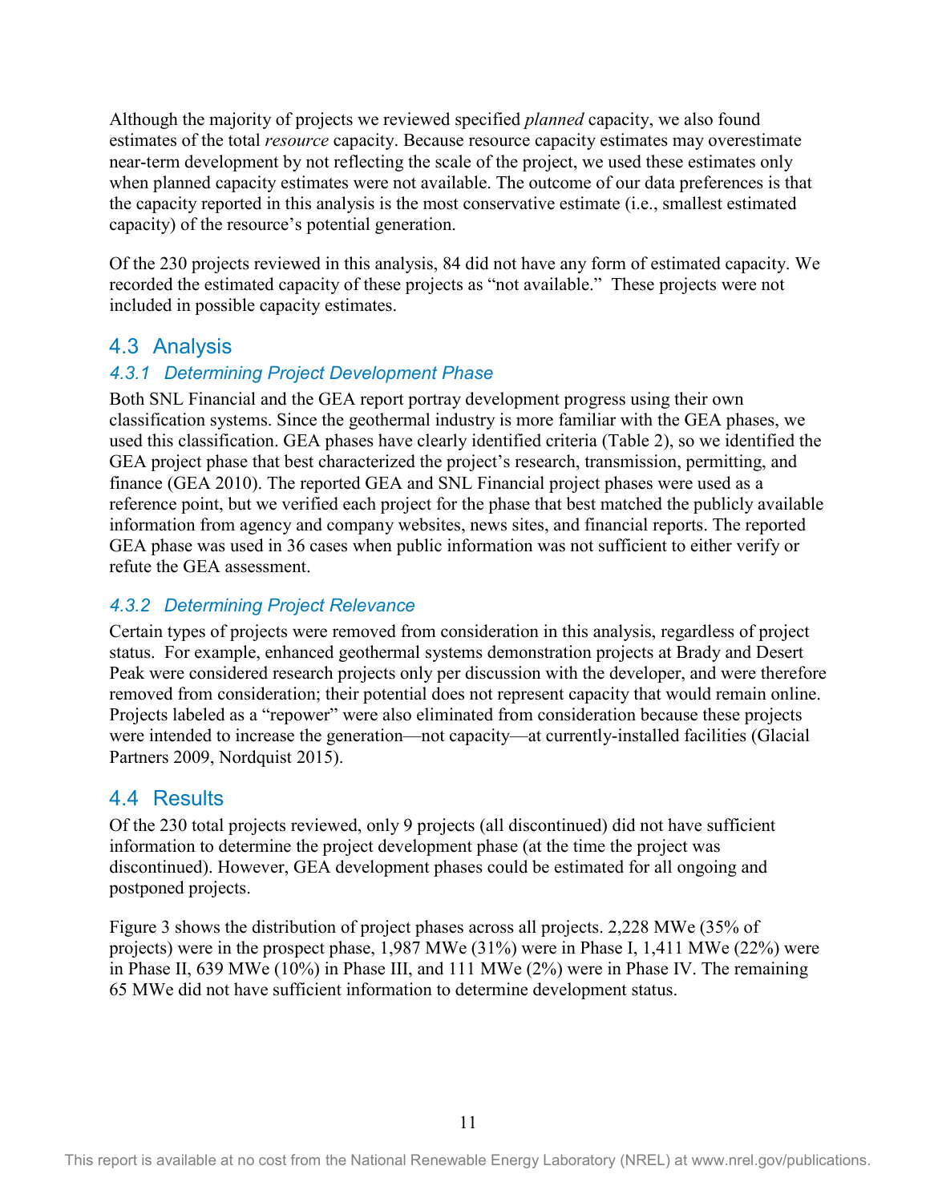Although the majority of projects we reviewed specified *planned* capacity, we also found estimates of the total *resource* capacity. Because resource capacity estimates may overestimate near-term development by not reflecting the scale of the project, we used these estimates only when planned capacity estimates were not available. The outcome of our data preferences is that the capacity reported in this analysis is the most conservative estimate (i.e., smallest estimated capacity) of the resource's potential generation.

Of the 230 projects reviewed in this analysis, 84 did not have any form of estimated capacity. We recorded the estimated capacity of these projects as "not available." These projects were not included in possible capacity estimates.

## 4.3 Analysis

### *4.3.1 Determining Project Development Phase*

Both SNL Financial and the GEA report portray development progress using their own classification systems. Since the geothermal industry is more familiar with the GEA phases, we used this classification. GEA phases have clearly identified criteria (Table 2), so we identified the GEA project phase that best characterized the project's research, transmission, permitting, and finance (GEA 2010). The reported GEA and SNL Financial project phases were used as a reference point, but we verified each project for the phase that best matched the publicly available information from agency and company websites, news sites, and financial reports. The reported GEA phase was used in 36 cases when public information was not sufficient to either verify or refute the GEA assessment.

### *4.3.2 Determining Project Relevance*

Certain types of projects were removed from consideration in this analysis, regardless of project status. For example, enhanced geothermal systems demonstration projects at Brady and Desert Peak were considered research projects only per discussion with the developer, and were therefore removed from consideration; their potential does not represent capacity that would remain online. Projects labeled as a "repower" were also eliminated from consideration because these projects were intended to increase the generation—not capacity—at currently-installed facilities (Glacial Partners 2009, Nordquist 2015).

## 4.4 Results

Of the 230 total projects reviewed, only 9 projects (all discontinued) did not have sufficient information to determine the project development phase (at the time the project was discontinued). However, GEA development phases could be estimated for all ongoing and postponed projects.

Figure 3 shows the distribution of project phases across all projects. 2,228 MWe (35% of projects) were in the prospect phase, 1,987 MWe (31%) were in Phase I, 1,411 MWe (22%) were in Phase II, 639 MWe (10%) in Phase III, and 111 MWe (2%) were in Phase IV. The remaining 65 MWe did not have sufficient information to determine development status.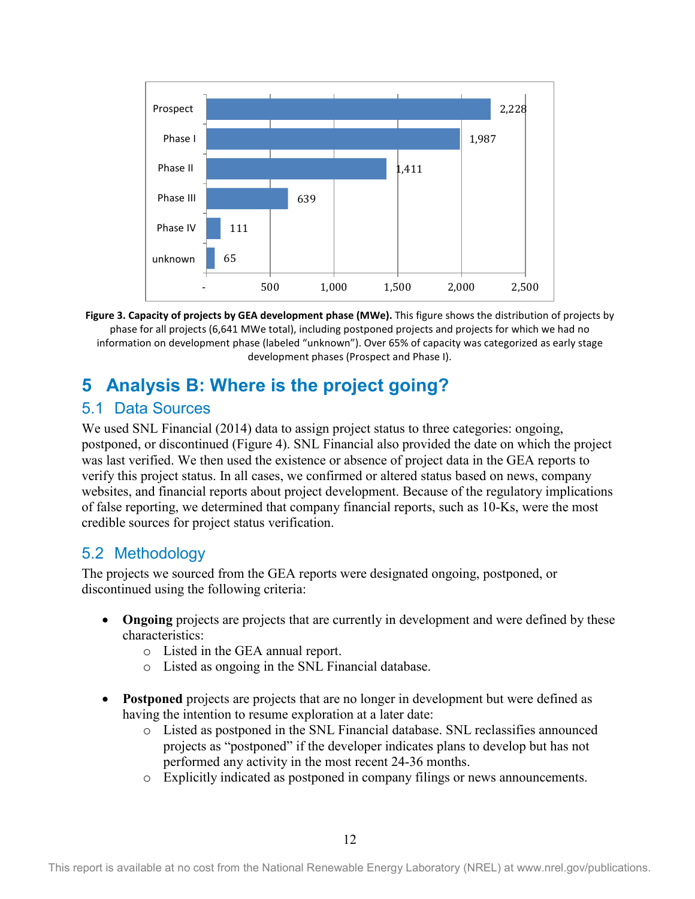| Phase | Capacity (MWe) |
| --- | --- |
| Prospect | 2,228 |
| Phase I | 1,987 |
| Phase II | 1,411 |
| Phase III | 639 |
| Phase IV | 111 |
| unknown | 65 |

**Figure 3. Capacity of projects by GEA development phase (MWe).** This figure shows the distribution of projects by phase for all projects (6,641 MWe total), including postponed projects and projects for which we had no information on development phase (labeled "unknown"). Over 65% of capacity was categorized as early stage development phases (Prospect and Phase I).

# 5 Analysis B: Where is the project going?

## 5.1 Data Sources

We used SNL Financial (2014) data to assign project status to three categories: ongoing, postponed, or discontinued (Figure 4). SNL Financial also provided the date on which the project was last verified. We then used the existence or absence of project data in the GEA reports to verify this project status. In all cases, we confirmed or altered status based on news, company websites, and financial reports about project development. Because of the regulatory implications of false reporting, we determined that company financial reports, such as 10-Ks, were the most credible sources for project status verification.

## 5.2 Methodology

The projects we sourced from the GEA reports were designated ongoing, postponed, or discontinued using the following criteria:

- **Ongoing** projects are projects that are currently in development and were defined by these characteristics:
  - Listed in the GEA annual report.
  - Listed as ongoing in the SNL Financial database.

- **Postponed** projects are projects that are no longer in development but were defined as having the intention to resume exploration at a later date:
  - Listed as postponed in the SNL Financial database. SNL reclassifies announced projects as "postponed" if the developer indicates plans to develop but has not performed any activity in the most recent 24-36 months.
  - Explicitly indicated as postponed in company filings or news announcements.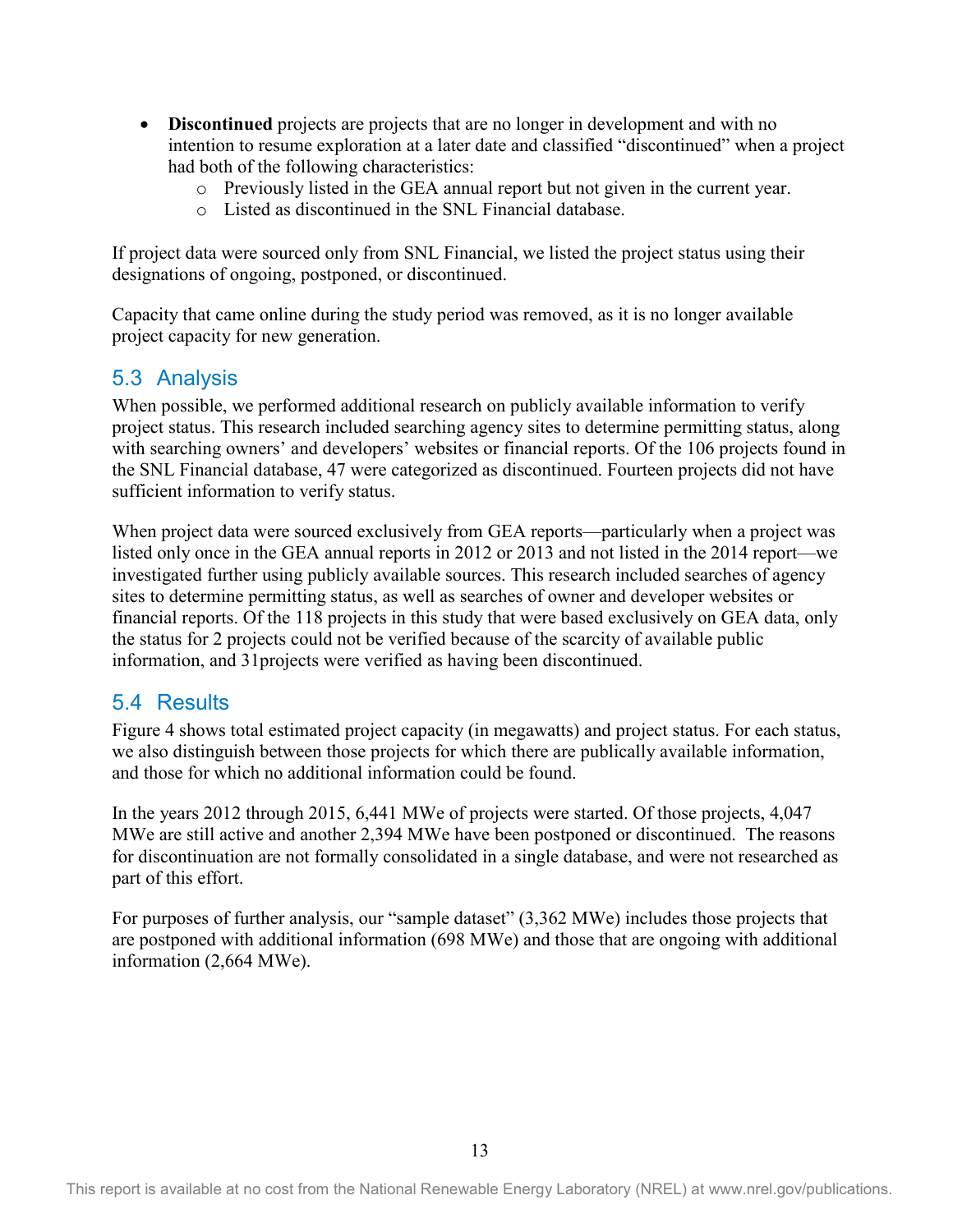- **Discontinued** projects are projects that are no longer in development and with no intention to resume exploration at a later date and classified "discontinued" when a project had both of the following characteristics:
    - Previously listed in the GEA annual report but not given in the current year.
    - Listed as discontinued in the SNL Financial database.

If project data were sourced only from SNL Financial, we listed the project status using their designations of ongoing, postponed, or discontinued.

Capacity that came online during the study period was removed, as it is no longer available project capacity for new generation.

## 5.3 Analysis

When possible, we performed additional research on publicly available information to verify project status. This research included searching agency sites to determine permitting status, along with searching owners' and developers' websites or financial reports. Of the 106 projects found in the SNL Financial database, 47 were categorized as discontinued. Fourteen projects did not have sufficient information to verify status.

When project data were sourced exclusively from GEA reports—particularly when a project was listed only once in the GEA annual reports in 2012 or 2013 and not listed in the 2014 report—we investigated further using publicly available sources. This research included searches of agency sites to determine permitting status, as well as searches of owner and developer websites or financial reports. Of the 118 projects in this study that were based exclusively on GEA data, only the status for 2 projects could not be verified because of the scarcity of available public information, and 31projects were verified as having been discontinued.

## 5.4 Results

Figure 4 shows total estimated project capacity (in megawatts) and project status. For each status, we also distinguish between those projects for which there are publically available information, and those for which no additional information could be found.

In the years 2012 through 2015, 6,441 MWe of projects were started. Of those projects, 4,047 MWe are still active and another 2,394 MWe have been postponed or discontinued. The reasons for discontinuation are not formally consolidated in a single database, and were not researched as part of this effort.

For purposes of further analysis, our "sample dataset" (3,362 MWe) includes those projects that are postponed with additional information (698 MWe) and those that are ongoing with additional information (2,664 MWe).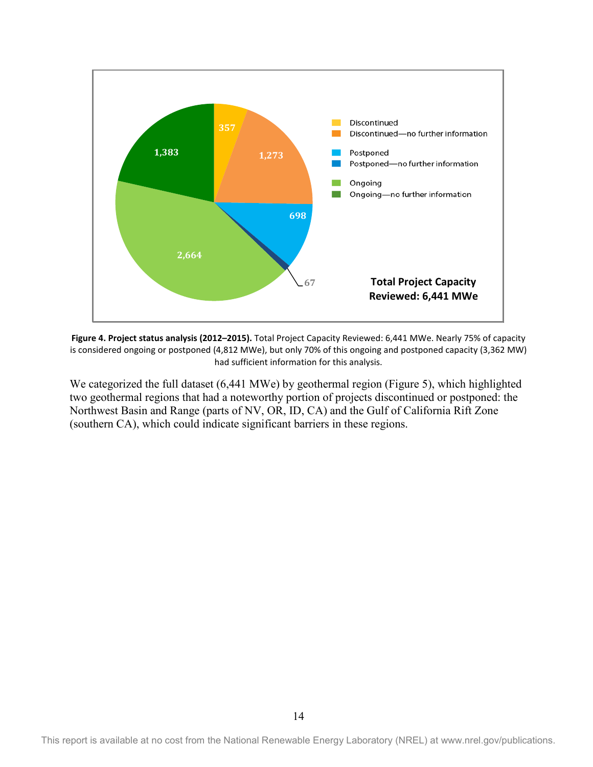**Figure 4. Project status analysis (2012–2015).** Total Project Capacity Reviewed: 6,441 MWe. Nearly 75% of capacity is considered ongoing or postponed (4,812 MWe), but only 70% of this ongoing and postponed capacity (3,362 MW) had sufficient information for this analysis.

We categorized the full dataset (6,441 MWe) by geothermal region (Figure 5), which highlighted two geothermal regions that had a noteworthy portion of projects discontinued or postponed: the Northwest Basin and Range (parts of NV, OR, ID, CA) and the Gulf of California Rift Zone (southern CA), which could indicate significant barriers in these regions.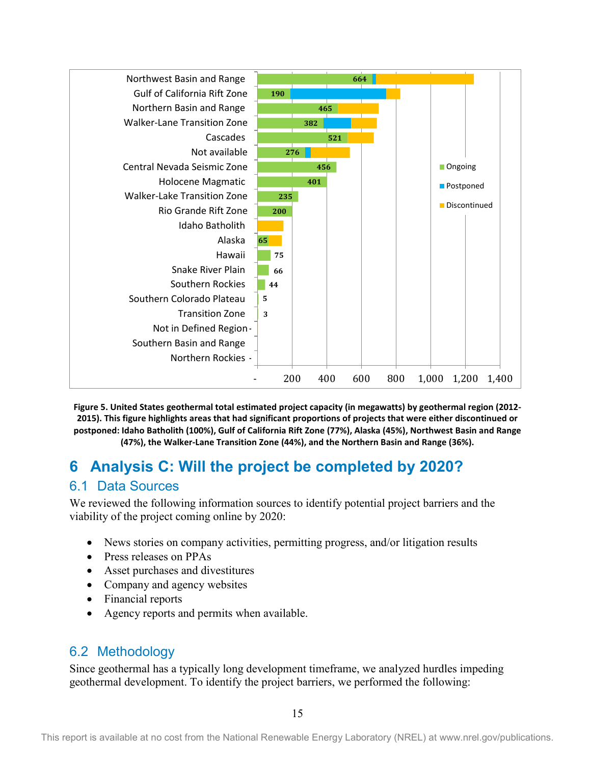**Figure 5. United States geothermal total estimated project capacity (in megawatts) by geothermal region (2012-2015). This figure highlights areas that had significant proportions of projects that were either discontinued or postponed: Idaho Batholith (100%), Gulf of California Rift Zone (77%), Alaska (45%), Northwest Basin and Range (47%), the Walker-Lane Transition Zone (44%), and the Northern Basin and Range (36%).**

# 6 Analysis C: Will the project be completed by 2020?

## 6.1 Data Sources

We reviewed the following information sources to identify potential project barriers and the viability of the project coming online by 2020:

- News stories on company activities, permitting progress, and/or litigation results
- Press releases on PPAs
- Asset purchases and divestitures
- Company and agency websites
- Financial reports
- Agency reports and permits when available.

## 6.2 Methodology

Since geothermal has a typically long development timeframe, we analyzed hurdles impeding geothermal development. To identify the project barriers, we performed the following: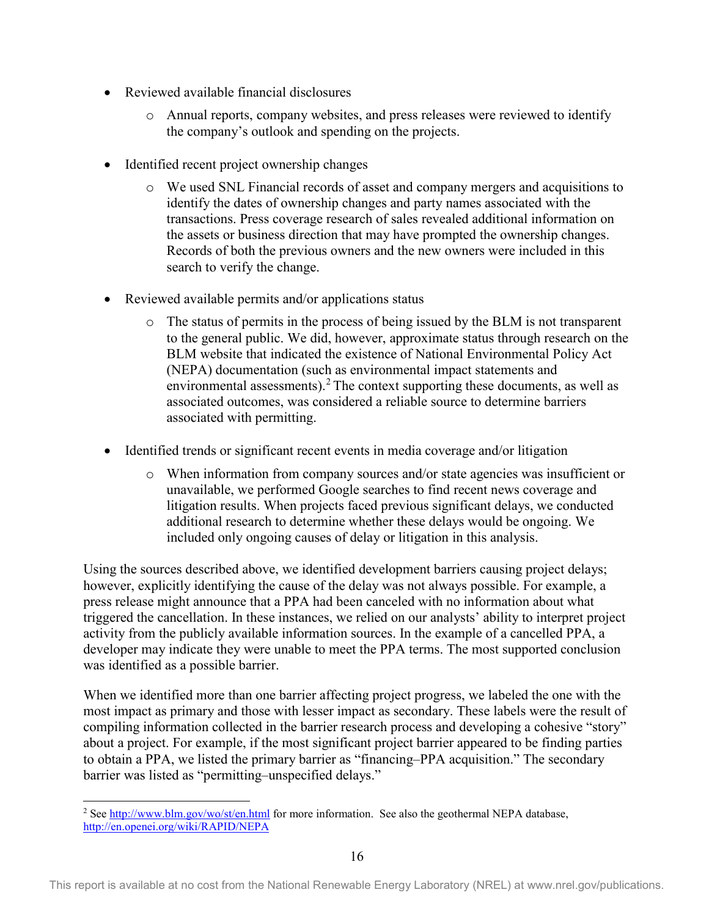- Reviewed available financial disclosures
    - Annual reports, company websites, and press releases were reviewed to identify the company's outlook and spending on the projects.
- Identified recent project ownership changes
    - We used SNL Financial records of asset and company mergers and acquisitions to identify the dates of ownership changes and party names associated with the transactions. Press coverage research of sales revealed additional information on the assets or business direction that may have prompted the ownership changes. Records of both the previous owners and the new owners were included in this search to verify the change.
- Reviewed available permits and/or applications status
    - The status of permits in the process of being issued by the BLM is not transparent to the general public. We did, however, approximate status through research on the BLM website that indicated the existence of National Environmental Policy Act (NEPA) documentation (such as environmental impact statements and environmental assessments).[2] The context supporting these documents, as well as associated outcomes, was considered a reliable source to determine barriers associated with permitting.
- Identified trends or significant recent events in media coverage and/or litigation
    - When information from company sources and/or state agencies was insufficient or unavailable, we performed Google searches to find recent news coverage and litigation results. When projects faced previous significant delays, we conducted additional research to determine whether these delays would be ongoing. We included only ongoing causes of delay or litigation in this analysis.

Using the sources described above, we identified development barriers causing project delays; however, explicitly identifying the cause of the delay was not always possible. For example, a press release might announce that a PPA had been canceled with no information about what triggered the cancellation. In these instances, we relied on our analysts' ability to interpret project activity from the publicly available information sources. In the example of a cancelled PPA, a developer may indicate they were unable to meet the PPA terms. The most supported conclusion was identified as a possible barrier.

When we identified more than one barrier affecting project progress, we labeled the one with the most impact as primary and those with lesser impact as secondary. These labels were the result of compiling information collected in the barrier research process and developing a cohesive "story" about a project. For example, if the most significant project barrier appeared to be finding parties to obtain a PPA, we listed the primary barrier as "financing–PPA acquisition." The secondary barrier was listed as "permitting–unspecified delays."

[2] See http://www.blm.gov/wo/st/en.html for more information. See also the geothermal NEPA database, http://en.openei.org/wiki/RAPID/NEPA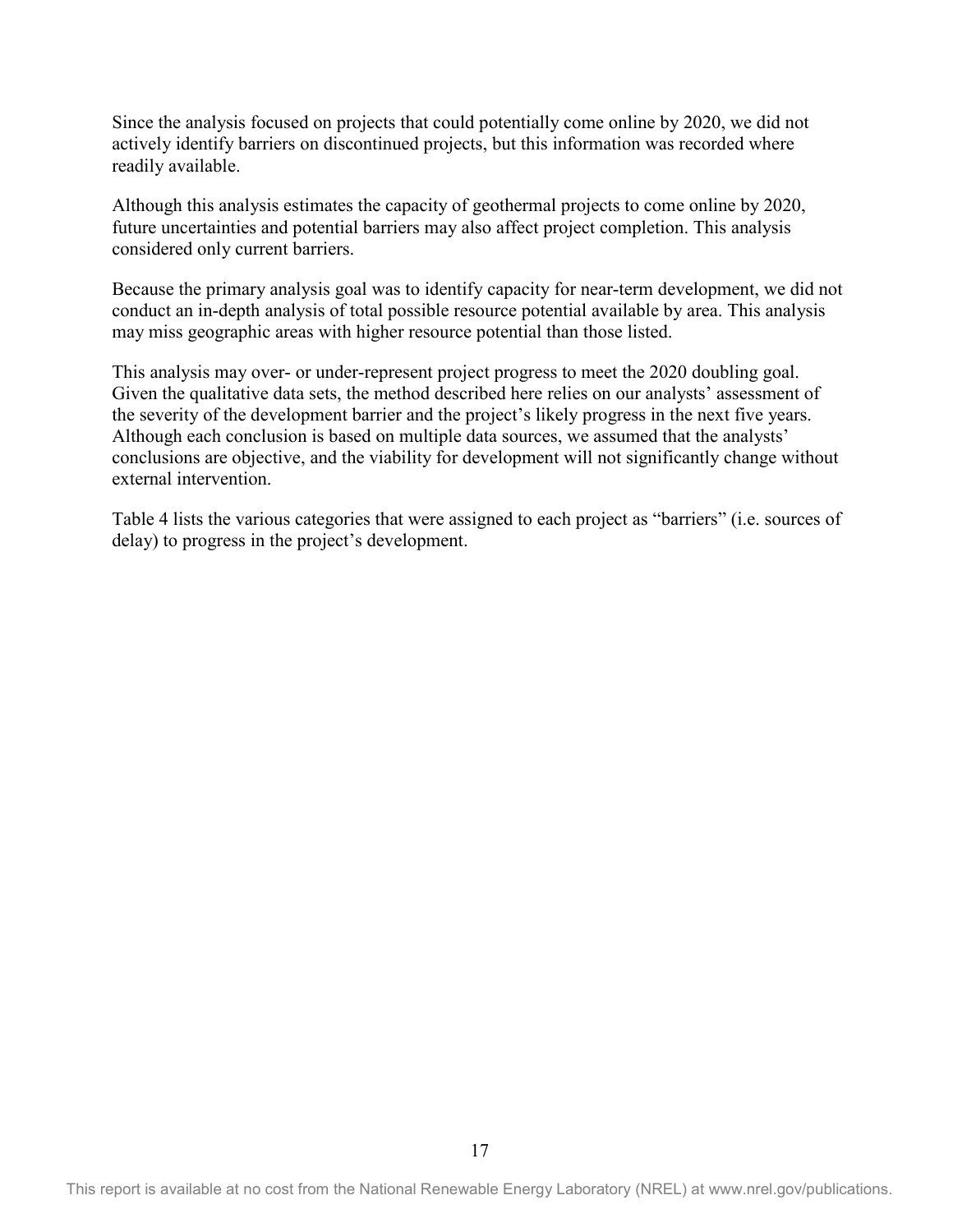Since the analysis focused on projects that could potentially come online by 2020, we did not actively identify barriers on discontinued projects, but this information was recorded where readily available.

Although this analysis estimates the capacity of geothermal projects to come online by 2020, future uncertainties and potential barriers may also affect project completion. This analysis considered only current barriers.

Because the primary analysis goal was to identify capacity for near-term development, we did not conduct an in-depth analysis of total possible resource potential available by area. This analysis may miss geographic areas with higher resource potential than those listed.

This analysis may over- or under-represent project progress to meet the 2020 doubling goal. Given the qualitative data sets, the method described here relies on our analysts' assessment of the severity of the development barrier and the project's likely progress in the next five years. Although each conclusion is based on multiple data sources, we assumed that the analysts' conclusions are objective, and the viability for development will not significantly change without external intervention.

Table 4 lists the various categories that were assigned to each project as "barriers" (i.e. sources of delay) to progress in the project's development.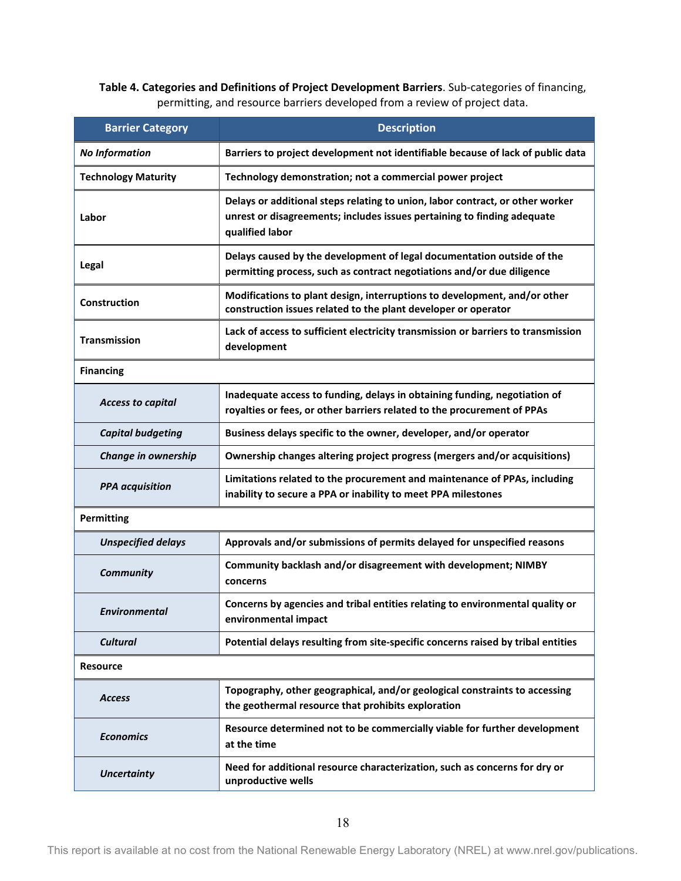**Table 4. Categories and Definitions of Project Development Barriers**. Sub-categories of financing, permitting, and resource barriers developed from a review of project data.

| Barrier Category | Description |
|---|---|
| ***No Information*** | **Barriers to project development not identifiable because of lack of public data** |
| **Technology Maturity** | **Technology demonstration; not a commercial power project** |
| **Labor** | **Delays or additional steps relating to union, labor contract, or other worker unrest or disagreements; includes issues pertaining to finding adequate qualified labor** |
| **Legal** | **Delays caused by the development of legal documentation outside of the permitting process, such as contract negotiations and/or due diligence** |
| **Construction** | **Modifications to plant design, interruptions to development, and/or other construction issues related to the plant developer or operator** |
| **Transmission** | **Lack of access to sufficient electricity transmission or barriers to transmission development** |
| **Financing** | |
| ***Access to capital*** | **Inadequate access to funding, delays in obtaining funding, negotiation of royalties or fees, or other barriers related to the procurement of PPAs** |
| ***Capital budgeting*** | **Business delays specific to the owner, developer, and/or operator** |
| ***Change in ownership*** | **Ownership changes altering project progress (mergers and/or acquisitions)** |
| ***PPA acquisition*** | **Limitations related to the procurement and maintenance of PPAs, including inability to secure a PPA or inability to meet PPA milestones** |
| **Permitting** | |
| ***Unspecified delays*** | **Approvals and/or submissions of permits delayed for unspecified reasons** |
| ***Community*** | **Community backlash and/or disagreement with development; NIMBY concerns** |
| ***Environmental*** | **Concerns by agencies and tribal entities relating to environmental quality or environmental impact** |
| ***Cultural*** | **Potential delays resulting from site-specific concerns raised by tribal entities** |
| **Resource** | |
| ***Access*** | **Topography, other geographical, and/or geological constraints to accessing the geothermal resource that prohibits exploration** |
| ***Economics*** | **Resource determined not to be commercially viable for further development at the time** |
| ***Uncertainty*** | **Need for additional resource characterization, such as concerns for dry or unproductive wells** |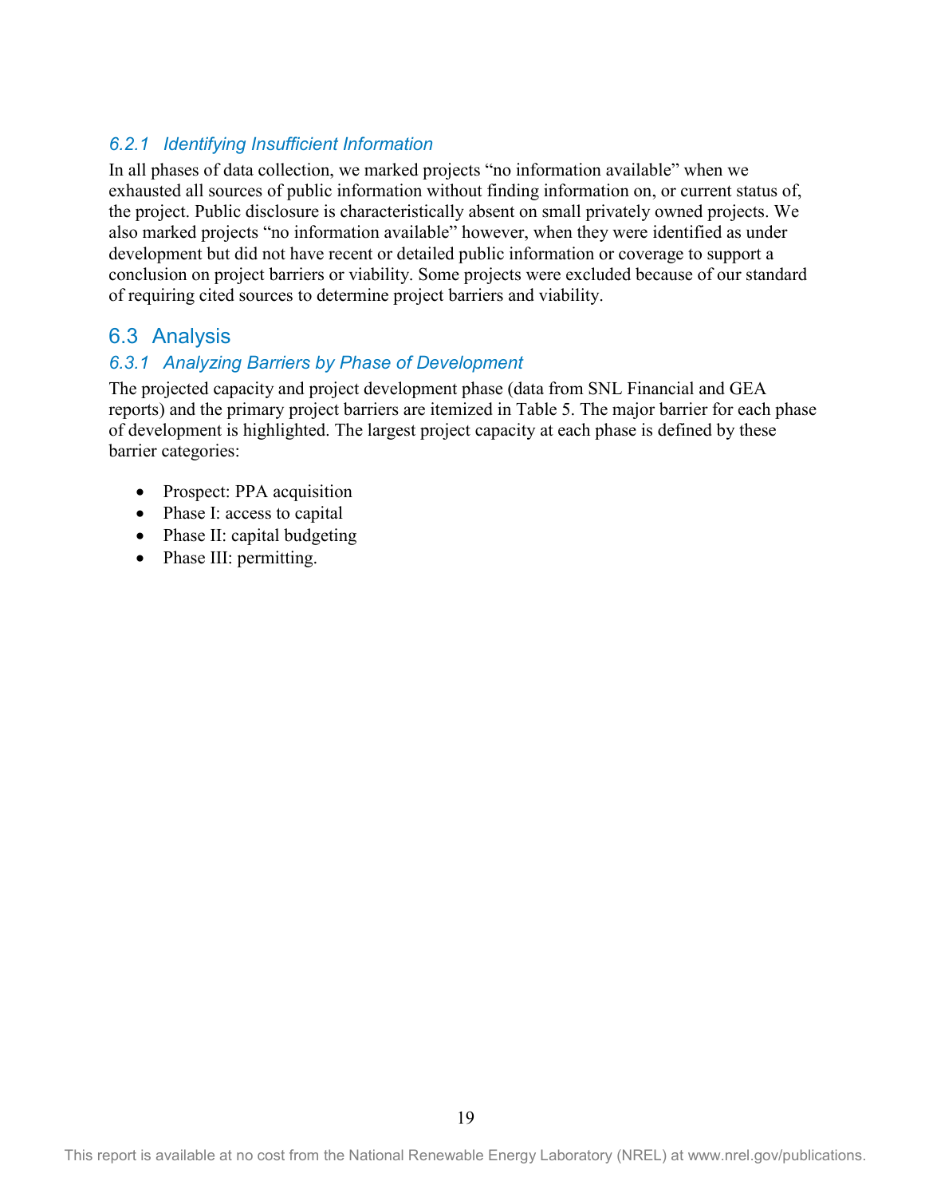### 6.2.1 Identifying Insufficient Information

In all phases of data collection, we marked projects “no information available” when we exhausted all sources of public information without finding information on, or current status of, the project. Public disclosure is characteristically absent on small privately owned projects. We also marked projects “no information available” however, when they were identified as under development but did not have recent or detailed public information or coverage to support a conclusion on project barriers or viability. Some projects were excluded because of our standard of requiring cited sources to determine project barriers and viability.

## 6.3 Analysis

### 6.3.1 Analyzing Barriers by Phase of Development

The projected capacity and project development phase (data from SNL Financial and GEA reports) and the primary project barriers are itemized in Table 5. The major barrier for each phase of development is highlighted. The largest project capacity at each phase is defined by these barrier categories:

- Prospect: PPA acquisition
- Phase I: access to capital
- Phase II: capital budgeting
- Phase III: permitting.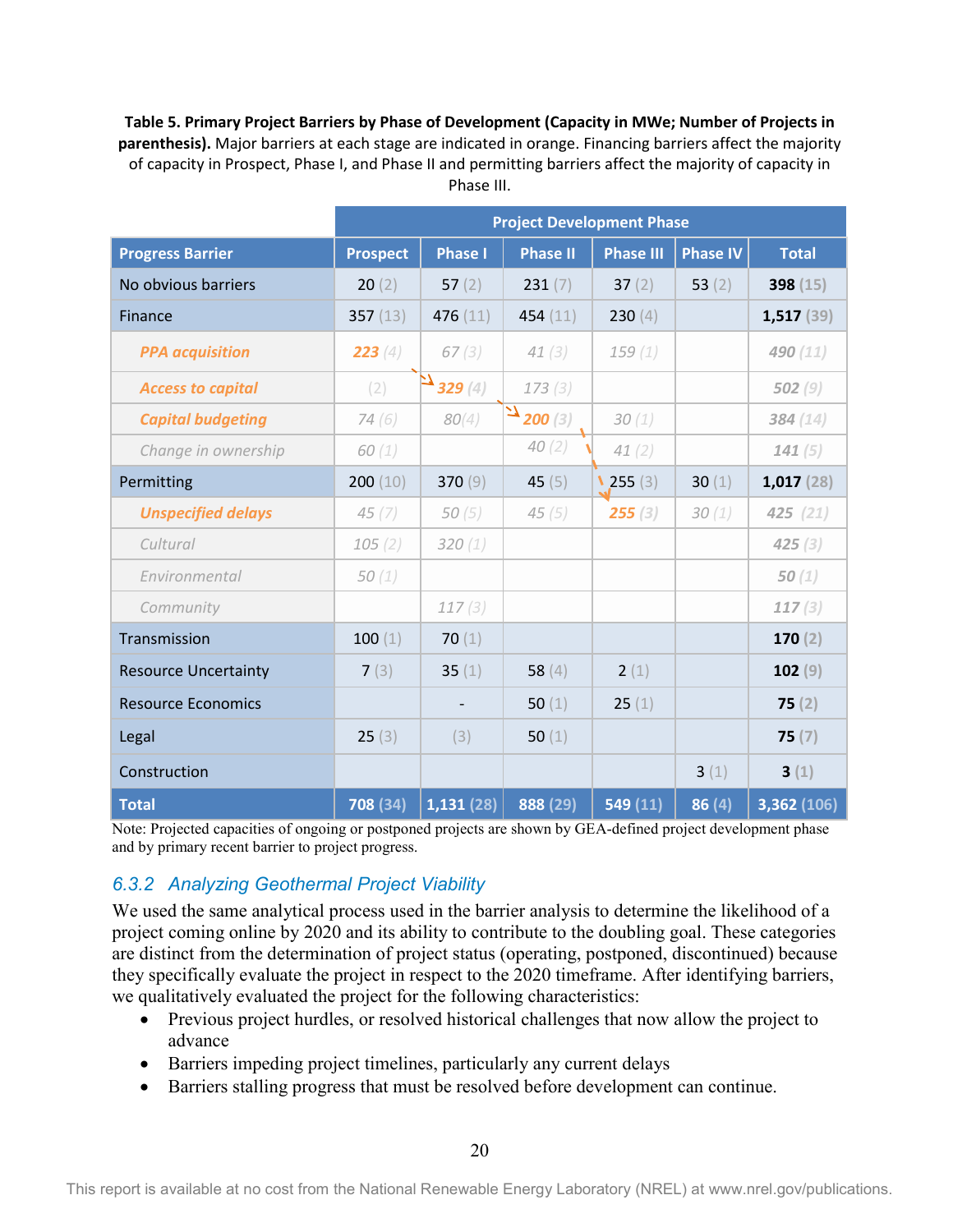**Table 5. Primary Project Barriers by Phase of Development (Capacity in MWe; Number of Projects in parenthesis).** Major barriers at each stage are indicated in orange. Financing barriers affect the majority of capacity in Prospect, Phase I, and Phase II and permitting barriers affect the majority of capacity in Phase III.

| | Project Development Phase | | | | | |
|---|---|---|---|---|---|---|
| **Progress Barrier** | **Prospect** | **Phase I** | **Phase II** | **Phase III** | **Phase IV** | **Total** |
| No obvious barriers | 20 (2) | 57 (2) | 231 (7) | 37 (2) | 53 (2) | **398** (15) |
| Finance | 357 (13) | 476 (11) | 454 (11) | 230 (4) | | **1,517** (39) |
| *PPA acquisition* | ***223*** *(4)* | *67 (3)* | *41 (3)* | *159 (1)* | | *490 (11)* |
| *Access to capital* | *(2)* | ***329*** *(4)* | *173 (3)* | | | *502 (9)* |
| *Capital budgeting* | *74 (6)* | *80(4)* | ***200*** *(3)* | *30 (1)* | | *384 (14)* |
| *Change in ownership* | *60 (1)* | | *40 (2)* | *41 (2)* | | *141 (5)* |
| Permitting | 200 (10) | 370 (9) | 45 (5) | 255 (3) | 30 (1) | **1,017** (28) |
| *Unspecified delays* | *45 (7)* | *50 (5)* | *45 (5)* | ***255*** *(3)* | *30 (1)* | *425 (21)* |
| *Cultural* | *105 (2)* | *320 (1)* | | | | *425 (3)* |
| *Environmental* | *50 (1)* | | | | | *50 (1)* |
| *Community* | | *117 (3)* | | | | *117 (3)* |
| Transmission | 100 (1) | 70 (1) | | | | **170** (2) |
| Resource Uncertainty | 7 (3) | 35 (1) | 58 (4) | 2 (1) | | **102** (9) |
| Resource Economics | | - | 50 (1) | 25 (1) | | **75** (2) |
| Legal | 25 (3) | (3) | 50 (1) | | | **75** (7) |
| Construction | | | | | 3 (1) | **3** (1) |
| **Total** | **708 (34)** | **1,131 (28)** | **888 (29)** | **549 (11)** | **86 (4)** | **3,362 (106)** |

Note: Projected capacities of ongoing or postponed projects are shown by GEA-defined project development phase and by primary recent barrier to project progress.

### 6.3.2 Analyzing Geothermal Project Viability

We used the same analytical process used in the barrier analysis to determine the likelihood of a project coming online by 2020 and its ability to contribute to the doubling goal. These categories are distinct from the determination of project status (operating, postponed, discontinued) because they specifically evaluate the project in respect to the 2020 timeframe. After identifying barriers, we qualitatively evaluated the project for the following characteristics:

- Previous project hurdles, or resolved historical challenges that now allow the project to advance
- Barriers impeding project timelines, particularly any current delays
- Barriers stalling progress that must be resolved before development can continue.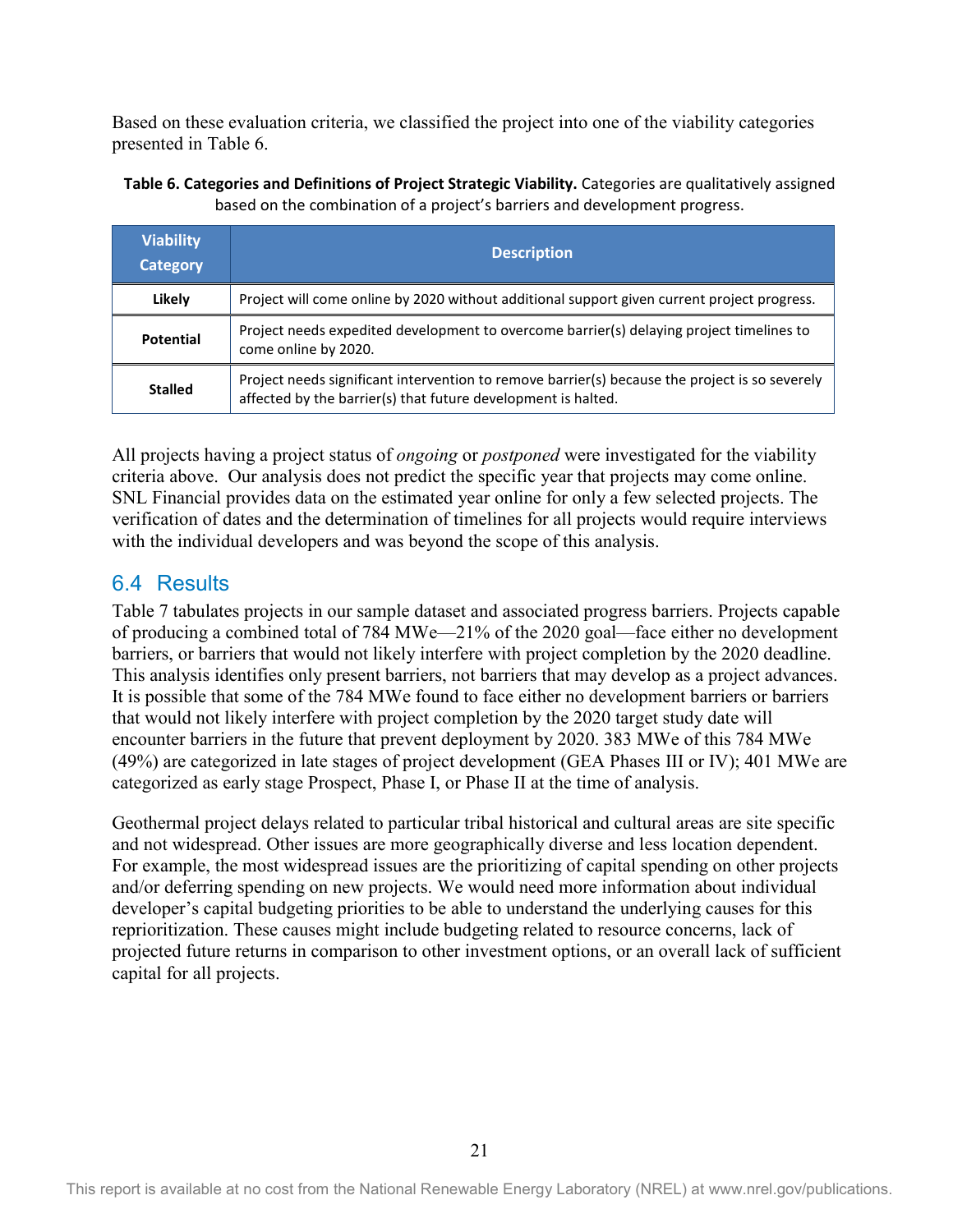Based on these evaluation criteria, we classified the project into one of the viability categories presented in Table 6.

**Table 6. Categories and Definitions of Project Strategic Viability.** Categories are qualitatively assigned based on the combination of a project's barriers and development progress.

| Viability Category | Description |
|---|---|
| **Likely** | Project will come online by 2020 without additional support given current project progress. |
| **Potential** | Project needs expedited development to overcome barrier(s) delaying project timelines to come online by 2020. |
| **Stalled** | Project needs significant intervention to remove barrier(s) because the project is so severely affected by the barrier(s) that future development is halted. |

All projects having a project status of *ongoing* or *postponed* were investigated for the viability criteria above. Our analysis does not predict the specific year that projects may come online. SNL Financial provides data on the estimated year online for only a few selected projects. The verification of dates and the determination of timelines for all projects would require interviews with the individual developers and was beyond the scope of this analysis.

## 6.4 Results

Table 7 tabulates projects in our sample dataset and associated progress barriers. Projects capable of producing a combined total of 784 MWe—21% of the 2020 goal—face either no development barriers, or barriers that would not likely interfere with project completion by the 2020 deadline. This analysis identifies only present barriers, not barriers that may develop as a project advances. It is possible that some of the 784 MWe found to face either no development barriers or barriers that would not likely interfere with project completion by the 2020 target study date will encounter barriers in the future that prevent deployment by 2020. 383 MWe of this 784 MWe (49%) are categorized in late stages of project development (GEA Phases III or IV); 401 MWe are categorized as early stage Prospect, Phase I, or Phase II at the time of analysis.

Geothermal project delays related to particular tribal historical and cultural areas are site specific and not widespread. Other issues are more geographically diverse and less location dependent. For example, the most widespread issues are the prioritizing of capital spending on other projects and/or deferring spending on new projects. We would need more information about individual developer's capital budgeting priorities to be able to understand the underlying causes for this reprioritization. These causes might include budgeting related to resource concerns, lack of projected future returns in comparison to other investment options, or an overall lack of sufficient capital for all projects.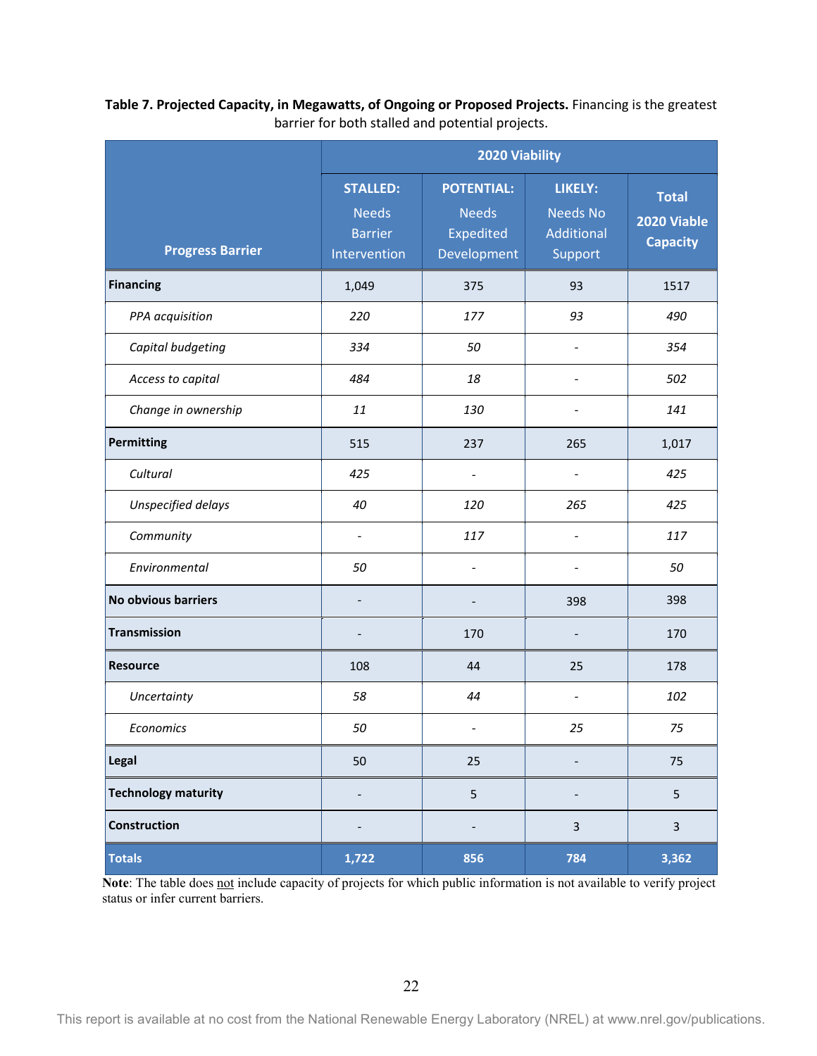**Table 7. Projected Capacity, in Megawatts, of Ongoing or Proposed Projects.** Financing is the greatest barrier for both stalled and potential projects.

| Progress Barrier | 2020 Viability | | | |
|---|---|---|---|---|
| | **STALLED:** Needs Barrier Intervention | **POTENTIAL:** Needs Expedited Development | **LIKELY:** Needs No Additional Support | **Total 2020 Viable Capacity** |
| **Financing** | 1,049 | 375 | 93 | 1517 |
| *PPA acquisition* | *220* | *177* | *93* | *490* |
| *Capital budgeting* | *334* | *50* | - | *354* |
| *Access to capital* | *484* | *18* | - | *502* |
| *Change in ownership* | *11* | *130* | - | *141* |
| **Permitting** | 515 | 237 | 265 | 1,017 |
| *Cultural* | *425* | - | - | *425* |
| *Unspecified delays* | *40* | *120* | *265* | *425* |
| *Community* | - | *117* | - | *117* |
| *Environmental* | *50* | - | - | *50* |
| **No obvious barriers** | - | - | 398 | 398 |
| **Transmission** | - | 170 | - | 170 |
| **Resource** | 108 | 44 | 25 | 178 |
| *Uncertainty* | *58* | *44* | - | *102* |
| *Economics* | *50* | - | *25* | *75* |
| **Legal** | 50 | 25 | - | 75 |
| **Technology maturity** | - | 5 | - | 5 |
| **Construction** | - | - | 3 | 3 |
| **Totals** | **1,722** | **856** | **784** | **3,362** |

**Note**: The table does not include capacity of projects for which public information is not available to verify project status or infer current barriers.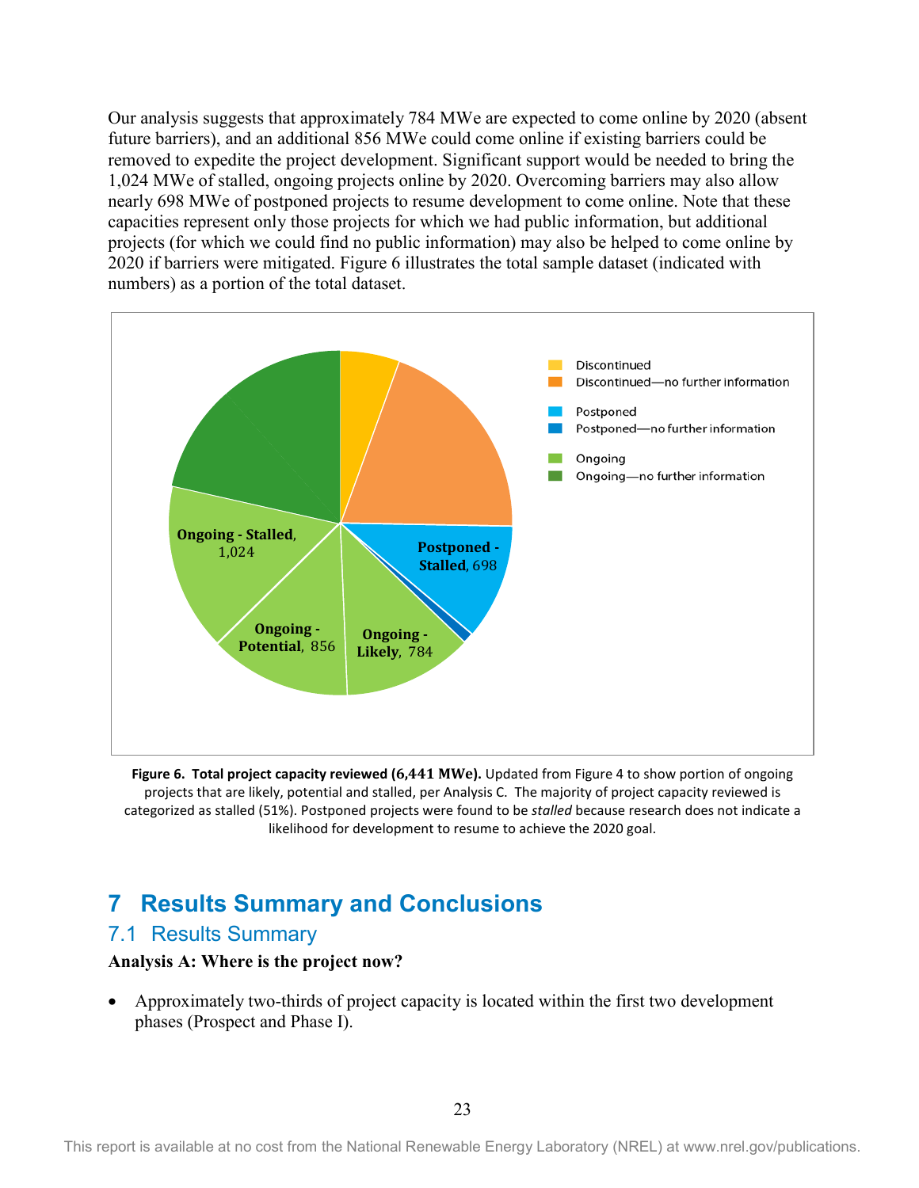Our analysis suggests that approximately 784 MWe are expected to come online by 2020 (absent future barriers), and an additional 856 MWe could come online if existing barriers could be removed to expedite the project development. Significant support would be needed to bring the 1,024 MWe of stalled, ongoing projects online by 2020. Overcoming barriers may also allow nearly 698 MWe of postponed projects to resume development to come online. Note that these capacities represent only those projects for which we had public information, but additional projects (for which we could find no public information) may also be helped to come online by 2020 if barriers were mitigated. Figure 6 illustrates the total sample dataset (indicated with numbers) as a portion of the total dataset.

**Figure 6. Total project capacity reviewed (6,441 MWe).** Updated from Figure 4 to show portion of ongoing projects that are likely, potential and stalled, per Analysis C. The majority of project capacity reviewed is categorized as stalled (51%). Postponed projects were found to be *stalled* because research does not indicate a likelihood for development to resume to achieve the 2020 goal.

# 7 Results Summary and Conclusions

## 7.1 Results Summary

**Analysis A: Where is the project now?**

- Approximately two-thirds of project capacity is located within the first two development phases (Prospect and Phase I).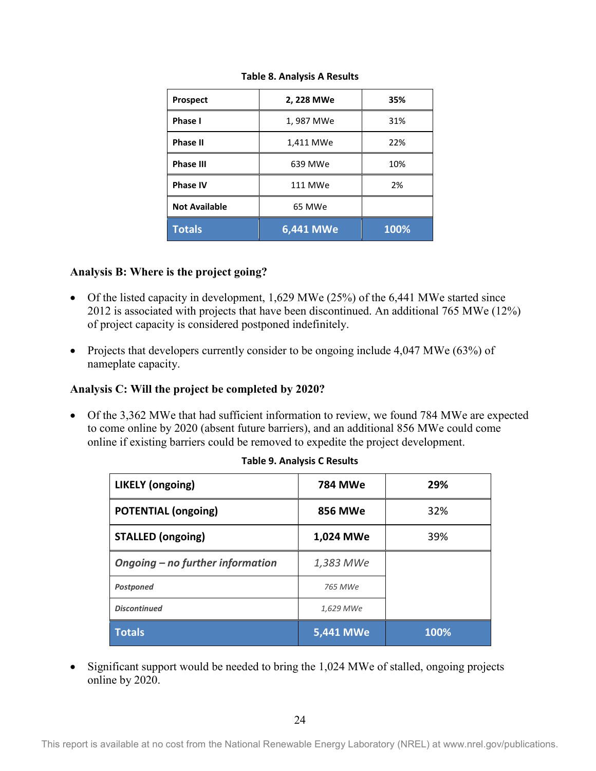**Table 8. Analysis A Results**

| **Prospect** | **2, 228 MWe** | **35%** |
|---|---|---|
| **Phase I** | 1, 987 MWe | 31% |
| **Phase II** | 1,411 MWe | 22% |
| **Phase III** | 639 MWe | 10% |
| **Phase IV** | 111 MWe | 2% |
| **Not Available** | 65 MWe | |
| **Totals** | **6,441 MWe** | **100%** |

**Analysis B: Where is the project going?**

- Of the listed capacity in development, 1,629 MWe (25%) of the 6,441 MWe started since 2012 is associated with projects that have been discontinued. An additional 765 MWe (12%) of project capacity is considered postponed indefinitely.
- Projects that developers currently consider to be ongoing include 4,047 MWe (63%) of nameplate capacity.

**Analysis C: Will the project be completed by 2020?**

- Of the 3,362 MWe that had sufficient information to review, we found 784 MWe are expected to come online by 2020 (absent future barriers), and an additional 856 MWe could come online if existing barriers could be removed to expedite the project development.

**Table 9. Analysis C Results**

| **LIKELY (ongoing)** | **784 MWe** | **29%** |
|---|---|---|
| **POTENTIAL (ongoing)** | **856 MWe** | 32% |
| **STALLED (ongoing)** | **1,024 MWe** | 39% |
| ***Ongoing – no further information*** | *1,383 MWe* | |
| ***Postponed*** | *765 MWe* | |
| ***Discontinued*** | *1,629 MWe* | |
| **Totals** | **5,441 MWe** | **100%** |

- Significant support would be needed to bring the 1,024 MWe of stalled, ongoing projects online by 2020.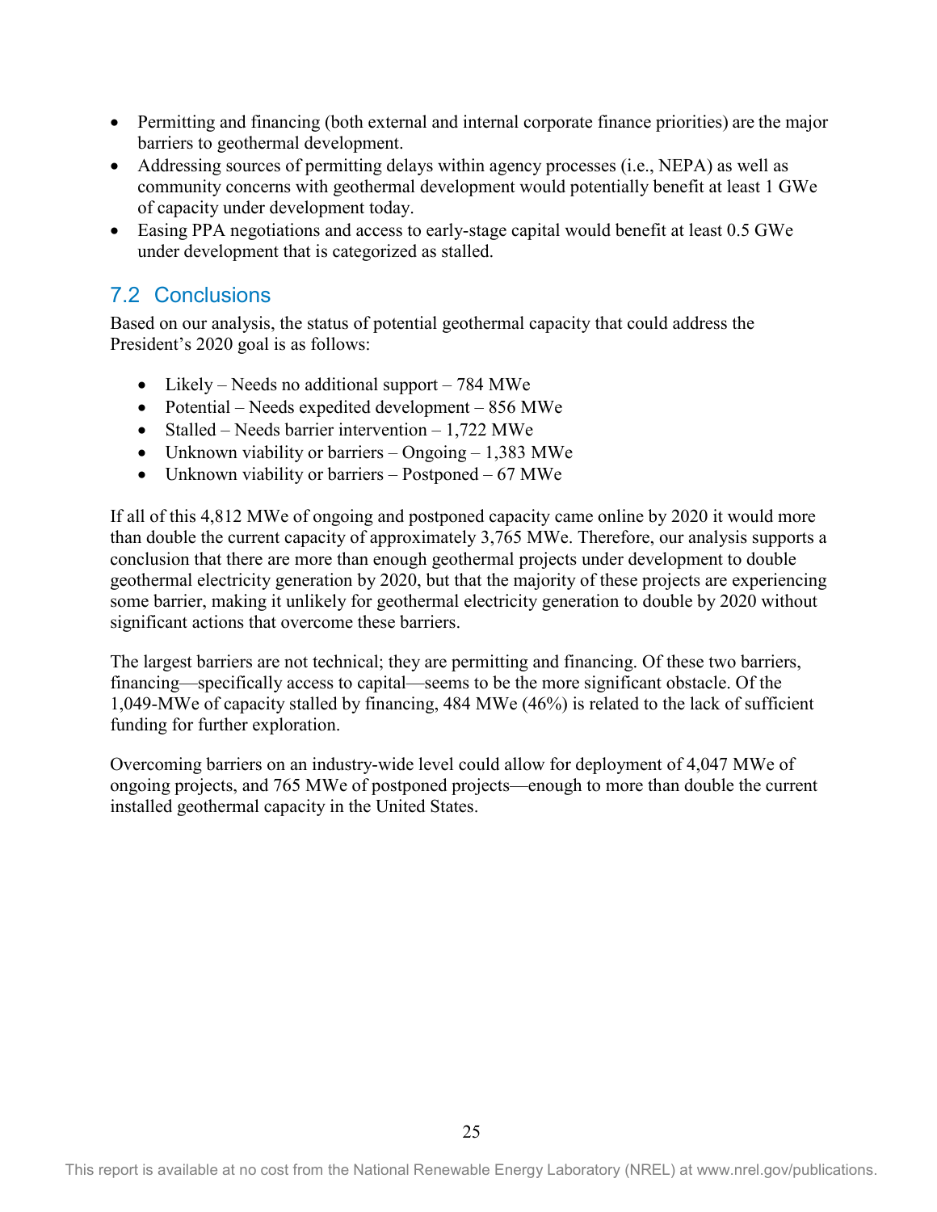- Permitting and financing (both external and internal corporate finance priorities) are the major barriers to geothermal development.
- Addressing sources of permitting delays within agency processes (i.e., NEPA) as well as community concerns with geothermal development would potentially benefit at least 1 GWe of capacity under development today.
- Easing PPA negotiations and access to early-stage capital would benefit at least 0.5 GWe under development that is categorized as stalled.

## 7.2 Conclusions

Based on our analysis, the status of potential geothermal capacity that could address the President's 2020 goal is as follows:

- Likely – Needs no additional support – 784 MWe
- Potential – Needs expedited development – 856 MWe
- Stalled – Needs barrier intervention – 1,722 MWe
- Unknown viability or barriers – Ongoing – 1,383 MWe
- Unknown viability or barriers – Postponed – 67 MWe

If all of this 4,812 MWe of ongoing and postponed capacity came online by 2020 it would more than double the current capacity of approximately 3,765 MWe. Therefore, our analysis supports a conclusion that there are more than enough geothermal projects under development to double geothermal electricity generation by 2020, but that the majority of these projects are experiencing some barrier, making it unlikely for geothermal electricity generation to double by 2020 without significant actions that overcome these barriers.

The largest barriers are not technical; they are permitting and financing. Of these two barriers, financing—specifically access to capital—seems to be the more significant obstacle. Of the 1,049-MWe of capacity stalled by financing, 484 MWe (46%) is related to the lack of sufficient funding for further exploration.

Overcoming barriers on an industry-wide level could allow for deployment of 4,047 MWe of ongoing projects, and 765 MWe of postponed projects—enough to more than double the current installed geothermal capacity in the United States.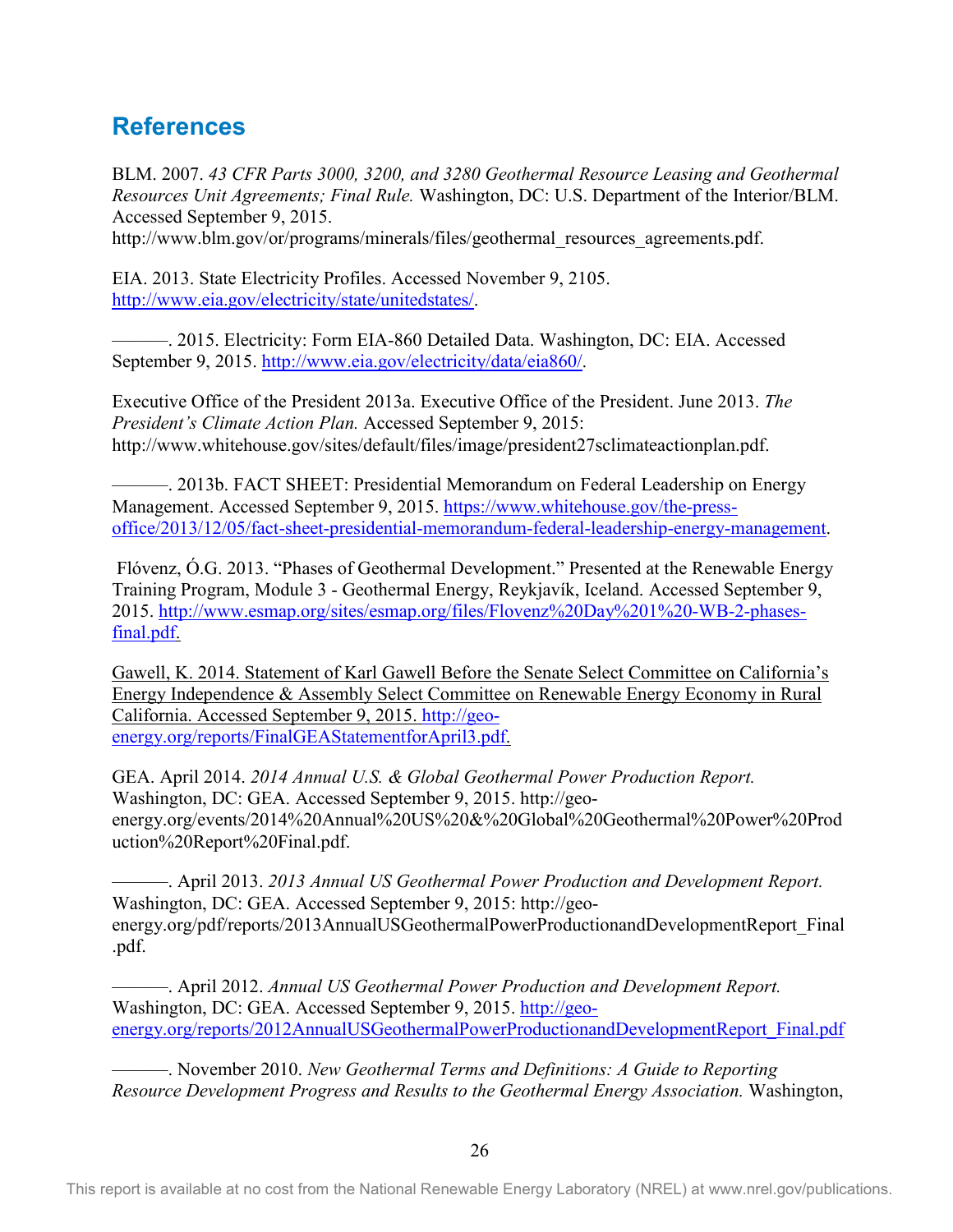## References

BLM. 2007. *43 CFR Parts 3000, 3200, and 3280 Geothermal Resource Leasing and Geothermal Resources Unit Agreements; Final Rule.* Washington, DC: U.S. Department of the Interior/BLM. Accessed September 9, 2015. http://www.blm.gov/or/programs/minerals/files/geothermal_resources_agreements.pdf.

EIA. 2013. State Electricity Profiles. Accessed November 9, 2105. http://www.eia.gov/electricity/state/unitedstates/.

———. 2015. Electricity: Form EIA-860 Detailed Data. Washington, DC: EIA. Accessed September 9, 2015. http://www.eia.gov/electricity/data/eia860/.

Executive Office of the President 2013a. Executive Office of the President. June 2013. *The President's Climate Action Plan.* Accessed September 9, 2015: http://www.whitehouse.gov/sites/default/files/image/president27sclimateactionplan.pdf.

———. 2013b. FACT SHEET: Presidential Memorandum on Federal Leadership on Energy Management. Accessed September 9, 2015. https://www.whitehouse.gov/the-press-office/2013/12/05/fact-sheet-presidential-memorandum-federal-leadership-energy-management.

Flóvenz, Ó.G. 2013. "Phases of Geothermal Development." Presented at the Renewable Energy Training Program, Module 3 - Geothermal Energy, Reykjavík, Iceland. Accessed September 9, 2015. http://www.esmap.org/sites/esmap.org/files/Flovenz%20Day%201%20-WB-2-phases-final.pdf.

Gawell, K. 2014. Statement of Karl Gawell Before the Senate Select Committee on California's Energy Independence & Assembly Select Committee on Renewable Energy Economy in Rural California. Accessed September 9, 2015. http://geo-energy.org/reports/FinalGEAStatementforApril3.pdf.

GEA. April 2014. *2014 Annual U.S. & Global Geothermal Power Production Report.* Washington, DC: GEA. Accessed September 9, 2015. http://geo-energy.org/events/2014%20Annual%20US%20&%20Global%20Geothermal%20Power%20Production%20Report%20Final.pdf.

———. April 2013. *2013 Annual US Geothermal Power Production and Development Report.* Washington, DC: GEA. Accessed September 9, 2015: http://geo-energy.org/pdf/reports/2013AnnualUSGeothermalPowerProductionandDevelopmentReport_Final.pdf.

———. April 2012. *Annual US Geothermal Power Production and Development Report.* Washington, DC: GEA. Accessed September 9, 2015. http://geo-energy.org/reports/2012AnnualUSGeothermalPowerProductionandDevelopmentReport_Final.pdf

———. November 2010. *New Geothermal Terms and Definitions: A Guide to Reporting Resource Development Progress and Results to the Geothermal Energy Association.* Washington,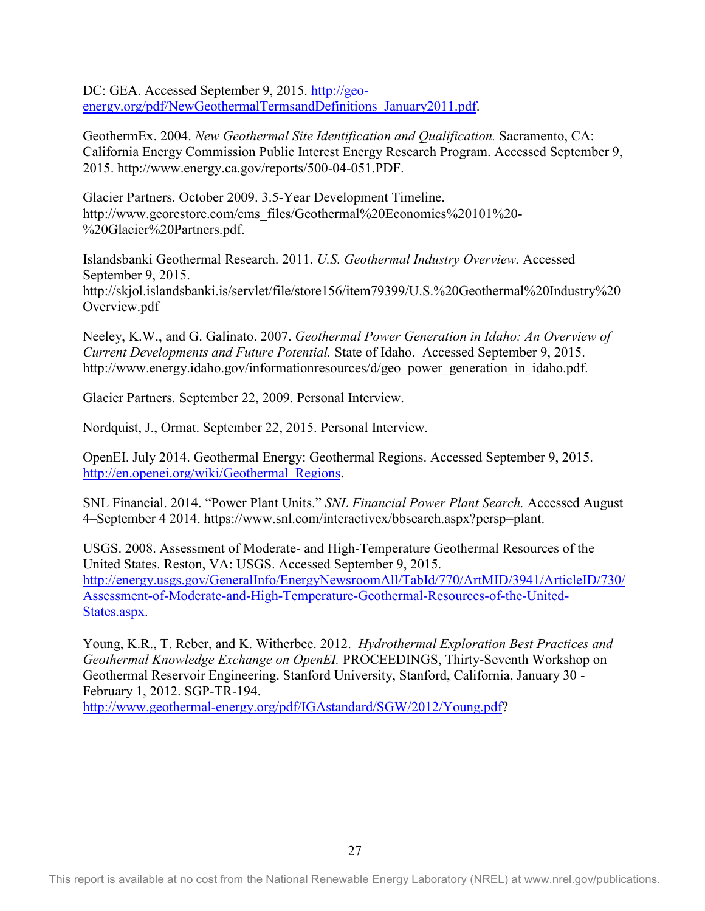DC: GEA. Accessed September 9, 2015. [http://geo-energy.org/pdf/NewGeothermalTermsandDefinitions_January2011.pdf](http://geo-energy.org/pdf/NewGeothermalTermsandDefinitions_January2011.pdf).

GeothermEx. 2004. *New Geothermal Site Identification and Qualification.* Sacramento, CA: California Energy Commission Public Interest Energy Research Program. Accessed September 9, 2015. http://www.energy.ca.gov/reports/500-04-051.PDF.

Glacier Partners. October 2009. 3.5-Year Development Timeline. http://www.georestore.com/cms_files/Geothermal%20Economics%20101%20-%20Glacier%20Partners.pdf.

Islandsbanki Geothermal Research. 2011. *U.S. Geothermal Industry Overview.* Accessed September 9, 2015. http://skjol.islandsbanki.is/servlet/file/store156/item79399/U.S.%20Geothermal%20Industry%20Overview.pdf

Neeley, K.W., and G. Galinato. 2007. *Geothermal Power Generation in Idaho: An Overview of Current Developments and Future Potential.* State of Idaho. Accessed September 9, 2015. http://www.energy.idaho.gov/informationresources/d/geo_power_generation_in_idaho.pdf.

Glacier Partners. September 22, 2009. Personal Interview.

Nordquist, J., Ormat. September 22, 2015. Personal Interview.

OpenEI. July 2014. Geothermal Energy: Geothermal Regions. Accessed September 9, 2015. [http://en.openei.org/wiki/Geothermal_Regions](http://en.openei.org/wiki/Geothermal_Regions).

SNL Financial. 2014. "Power Plant Units." *SNL Financial Power Plant Search.* Accessed August 4–September 4 2014. https://www.snl.com/interactivex/bbsearch.aspx?persp=plant.

USGS. 2008. Assessment of Moderate- and High-Temperature Geothermal Resources of the United States. Reston, VA: USGS. Accessed September 9, 2015. [http://energy.usgs.gov/GeneralInfo/EnergyNewsroomAll/TabId/770/ArtMID/3941/ArticleID/730/Assessment-of-Moderate-and-High-Temperature-Geothermal-Resources-of-the-United-States.aspx](http://energy.usgs.gov/GeneralInfo/EnergyNewsroomAll/TabId/770/ArtMID/3941/ArticleID/730/Assessment-of-Moderate-and-High-Temperature-Geothermal-Resources-of-the-United-States.aspx).

Young, K.R., T. Reber, and K. Witherbee. 2012. *Hydrothermal Exploration Best Practices and Geothermal Knowledge Exchange on OpenEI.* PROCEEDINGS, Thirty-Seventh Workshop on Geothermal Reservoir Engineering. Stanford University, Stanford, California, January 30 - February 1, 2012. SGP-TR-194. [http://www.geothermal-energy.org/pdf/IGAstandard/SGW/2012/Young.pdf](http://www.geothermal-energy.org/pdf/IGAstandard/SGW/2012/Young.pdf)?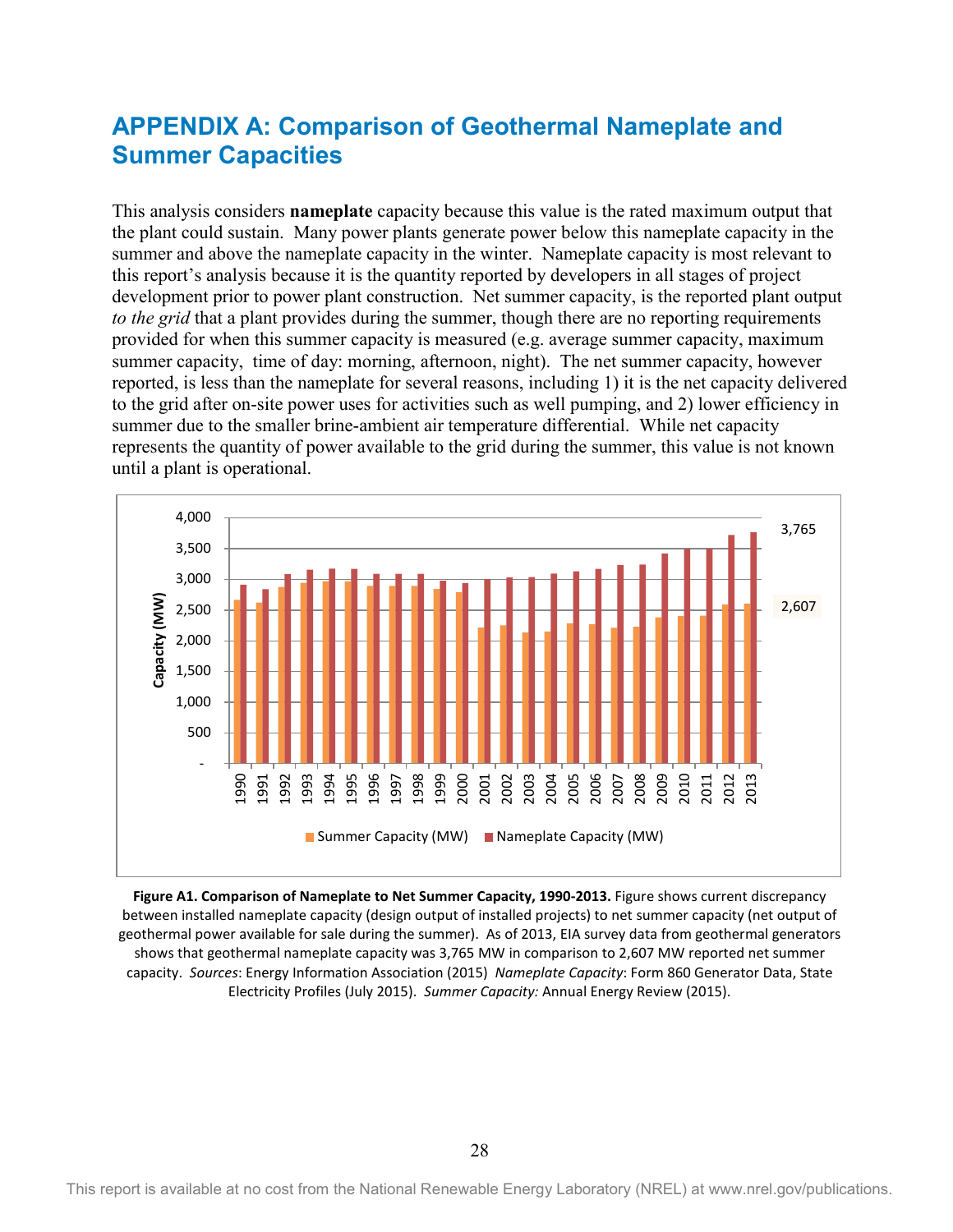# APPENDIX A: Comparison of Geothermal Nameplate and Summer Capacities

This analysis considers **nameplate** capacity because this value is the rated maximum output that the plant could sustain. Many power plants generate power below this nameplate capacity in the summer and above the nameplate capacity in the winter. Nameplate capacity is most relevant to this report's analysis because it is the quantity reported by developers in all stages of project development prior to power plant construction. Net summer capacity, is the reported plant output *to the grid* that a plant provides during the summer, though there are no reporting requirements provided for when this summer capacity is measured (e.g. average summer capacity, maximum summer capacity, time of day: morning, afternoon, night). The net summer capacity, however reported, is less than the nameplate for several reasons, including 1) it is the net capacity delivered to the grid after on-site power uses for activities such as well pumping, and 2) lower efficiency in summer due to the smaller brine-ambient air temperature differential. While net capacity represents the quantity of power available to the grid during the summer, this value is not known until a plant is operational.

**Figure A1. Comparison of Nameplate to Net Summer Capacity, 1990-2013.** Figure shows current discrepancy between installed nameplate capacity (design output of installed projects) to net summer capacity (net output of geothermal power available for sale during the summer). As of 2013, EIA survey data from geothermal generators shows that geothermal nameplate capacity was 3,765 MW in comparison to 2,607 MW reported net summer capacity. *Sources*: Energy Information Association (2015) *Nameplate Capacity*: Form 860 Generator Data, State Electricity Profiles (July 2015). *Summer Capacity:* Annual Energy Review (2015).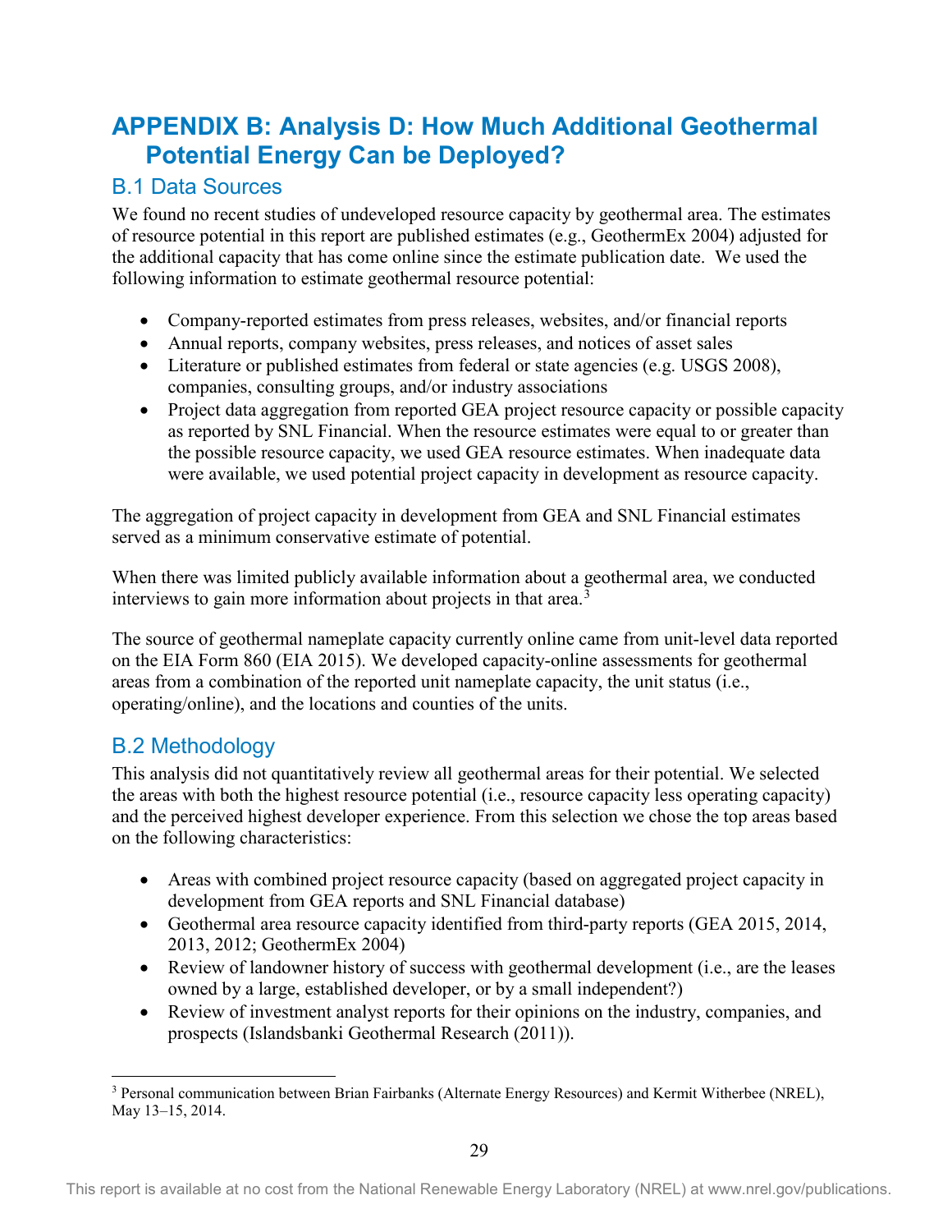# APPENDIX B: Analysis D: How Much Additional Geothermal Potential Energy Can be Deployed?

## B.1 Data Sources

We found no recent studies of undeveloped resource capacity by geothermal area. The estimates of resource potential in this report are published estimates (e.g., GeothermEx 2004) adjusted for the additional capacity that has come online since the estimate publication date. We used the following information to estimate geothermal resource potential:

- Company-reported estimates from press releases, websites, and/or financial reports
- Annual reports, company websites, press releases, and notices of asset sales
- Literature or published estimates from federal or state agencies (e.g. USGS 2008), companies, consulting groups, and/or industry associations
- Project data aggregation from reported GEA project resource capacity or possible capacity as reported by SNL Financial. When the resource estimates were equal to or greater than the possible resource capacity, we used GEA resource estimates. When inadequate data were available, we used potential project capacity in development as resource capacity.

The aggregation of project capacity in development from GEA and SNL Financial estimates served as a minimum conservative estimate of potential.

When there was limited publicly available information about a geothermal area, we conducted interviews to gain more information about projects in that area.[3]

The source of geothermal nameplate capacity currently online came from unit-level data reported on the EIA Form 860 (EIA 2015). We developed capacity-online assessments for geothermal areas from a combination of the reported unit nameplate capacity, the unit status (i.e., operating/online), and the locations and counties of the units.

## B.2 Methodology

This analysis did not quantitatively review all geothermal areas for their potential. We selected the areas with both the highest resource potential (i.e., resource capacity less operating capacity) and the perceived highest developer experience. From this selection we chose the top areas based on the following characteristics:

- Areas with combined project resource capacity (based on aggregated project capacity in development from GEA reports and SNL Financial database)
- Geothermal area resource capacity identified from third-party reports (GEA 2015, 2014, 2013, 2012; GeothermEx 2004)
- Review of landowner history of success with geothermal development (i.e., are the leases owned by a large, established developer, or by a small independent?)
- Review of investment analyst reports for their opinions on the industry, companies, and prospects (Islandsbanki Geothermal Research (2011)).

[3] Personal communication between Brian Fairbanks (Alternate Energy Resources) and Kermit Witherbee (NREL), May 13–15, 2014.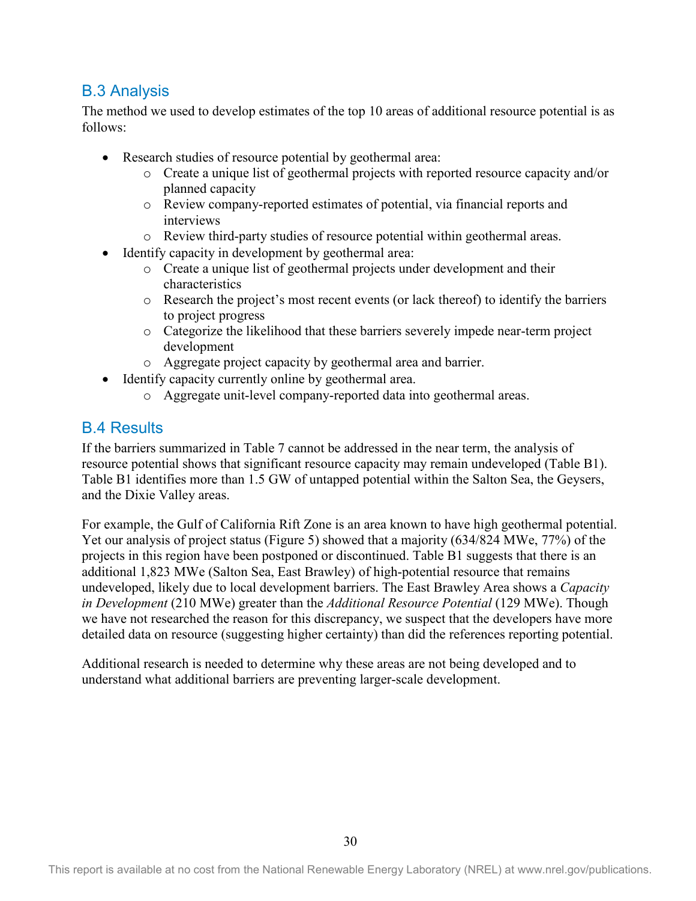## B.3 Analysis

The method we used to develop estimates of the top 10 areas of additional resource potential is as follows:

- Research studies of resource potential by geothermal area:
    - Create a unique list of geothermal projects with reported resource capacity and/or planned capacity
    - Review company-reported estimates of potential, via financial reports and interviews
    - Review third-party studies of resource potential within geothermal areas.
- Identify capacity in development by geothermal area:
    - Create a unique list of geothermal projects under development and their characteristics
    - Research the project's most recent events (or lack thereof) to identify the barriers to project progress
    - Categorize the likelihood that these barriers severely impede near-term project development
    - Aggregate project capacity by geothermal area and barrier.
- Identify capacity currently online by geothermal area.
    - Aggregate unit-level company-reported data into geothermal areas.

## B.4 Results

If the barriers summarized in Table 7 cannot be addressed in the near term, the analysis of resource potential shows that significant resource capacity may remain undeveloped (Table B1). Table B1 identifies more than 1.5 GW of untapped potential within the Salton Sea, the Geysers, and the Dixie Valley areas.

For example, the Gulf of California Rift Zone is an area known to have high geothermal potential. Yet our analysis of project status (Figure 5) showed that a majority (634/824 MWe, 77%) of the projects in this region have been postponed or discontinued. Table B1 suggests that there is an additional 1,823 MWe (Salton Sea, East Brawley) of high-potential resource that remains undeveloped, likely due to local development barriers. The East Brawley Area shows a *Capacity in Development* (210 MWe) greater than the *Additional Resource Potential* (129 MWe). Though we have not researched the reason for this discrepancy, we suspect that the developers have more detailed data on resource (suggesting higher certainty) than did the references reporting potential.

Additional research is needed to determine why these areas are not being developed and to understand what additional barriers are preventing larger-scale development.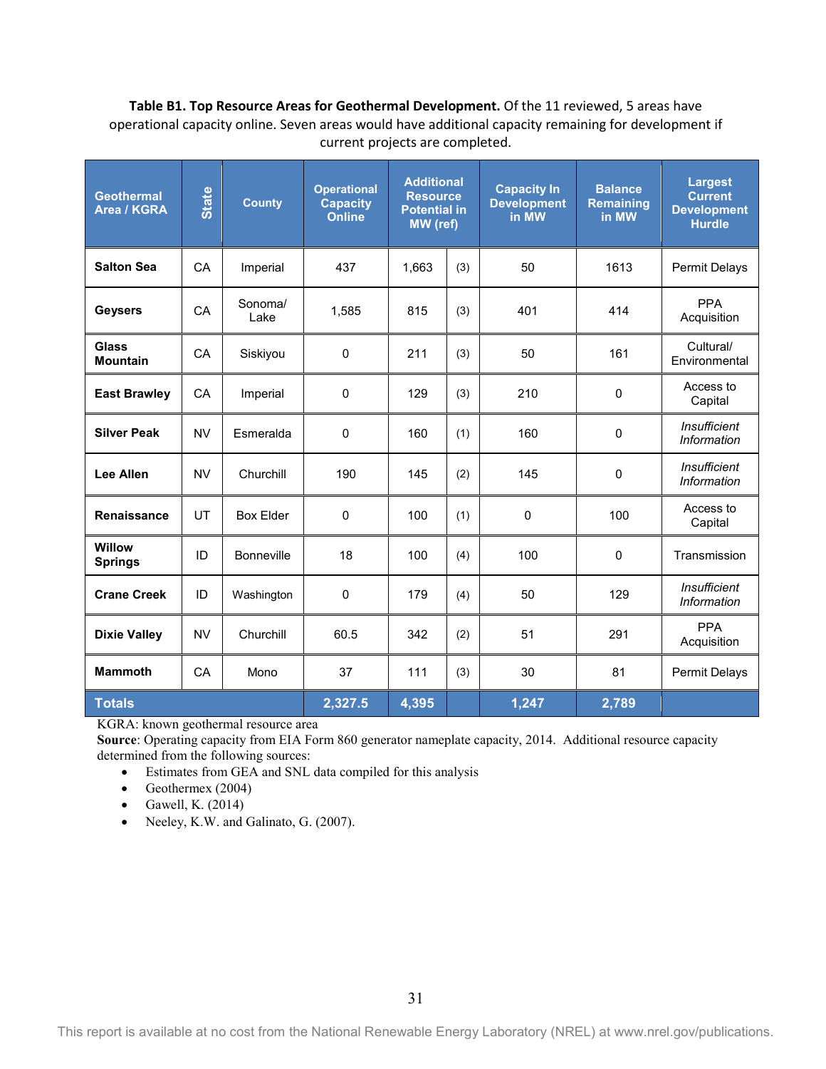**Table B1. Top Resource Areas for Geothermal Development.** Of the 11 reviewed, 5 areas have operational capacity online. Seven areas would have additional capacity remaining for development if current projects are completed.

| Geothermal Area / KGRA | State | County | Operational Capacity Online | Additional Resource Potential in MW (ref) | | Capacity In Development in MW | Balance Remaining in MW | Largest Current Development Hurdle |
|---|---|---|---|---|---|---|---|---|
| **Salton Sea** | CA | Imperial | 437 | 1,663 | (3) | 50 | 1613 | Permit Delays |
| **Geysers** | CA | Sonoma/ Lake | 1,585 | 815 | (3) | 401 | 414 | PPA Acquisition |
| **Glass Mountain** | CA | Siskiyou | 0 | 211 | (3) | 50 | 161 | Cultural/ Environmental |
| **East Brawley** | CA | Imperial | 0 | 129 | (3) | 210 | 0 | Access to Capital |
| **Silver Peak** | NV | Esmeralda | 0 | 160 | (1) | 160 | 0 | *Insufficient Information* |
| **Lee Allen** | NV | Churchill | 190 | 145 | (2) | 145 | 0 | *Insufficient Information* |
| **Renaissance** | UT | Box Elder | 0 | 100 | (1) | 0 | 100 | Access to Capital |
| **Willow Springs** | ID | Bonneville | 18 | 100 | (4) | 100 | 0 | Transmission |
| **Crane Creek** | ID | Washington | 0 | 179 | (4) | 50 | 129 | *Insufficient Information* |
| **Dixie Valley** | NV | Churchill | 60.5 | 342 | (2) | 51 | 291 | PPA Acquisition |
| **Mammoth** | CA | Mono | 37 | 111 | (3) | 30 | 81 | Permit Delays |
| **Totals** | | | **2,327.5** | **4,395** | | **1,247** | **2,789** | |

KGRA: known geothermal resource area

**Source**: Operating capacity from EIA Form 860 generator nameplate capacity, 2014. Additional resource capacity determined from the following sources:

- Estimates from GEA and SNL data compiled for this analysis
- Geothermex (2004)
- Gawell, K. (2014)
- Neeley, K.W. and Galinato, G. (2007).